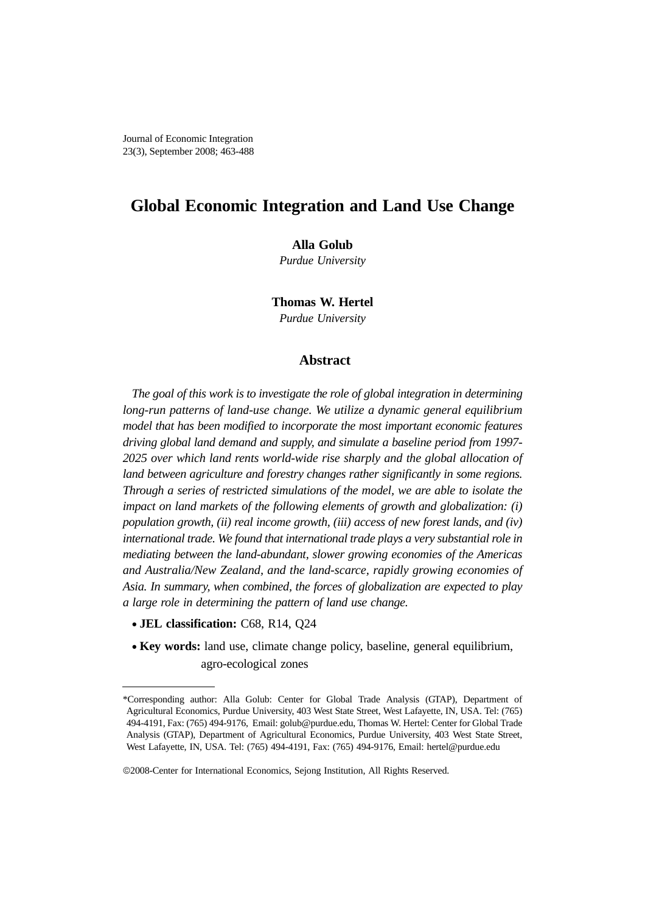Journal of Economic Integration
23(3), September 2008; 463-488

# Global Economic Integration and Land Use Change

**Alla Golub**
*Purdue University*

**Thomas W. Hertel**
*Purdue University*

## Abstract

*The goal of this work is to investigate the role of global integration in determining long-run patterns of land-use change. We utilize a dynamic general equilibrium model that has been modified to incorporate the most important economic features driving global land demand and supply, and simulate a baseline period from 1997-2025 over which land rents world-wide rise sharply and the global allocation of land between agriculture and forestry changes rather significantly in some regions. Through a series of restricted simulations of the model, we are able to isolate the impact on land markets of the following elements of growth and globalization: (i) population growth, (ii) real income growth, (iii) access of new forest lands, and (iv) international trade. We found that international trade plays a very substantial role in mediating between the land-abundant, slower growing economies of the Americas and Australia/New Zealand, and the land-scarce, rapidly growing economies of Asia. In summary, when combined, the forces of globalization are expected to play a large role in determining the pattern of land use change.*

- **JEL classification:** C68, R14, Q24
- **Key words:** land use, climate change policy, baseline, general equilibrium, agro-ecological zones

---

*Corresponding author: Alla Golub: Center for Global Trade Analysis (GTAP), Department of Agricultural Economics, Purdue University, 403 West State Street, West Lafayette, IN, USA. Tel: (765) 494-4191, Fax: (765) 494-9176, Email: golub@purdue.edu, Thomas W. Hertel: Center for Global Trade Analysis (GTAP), Department of Agricultural Economics, Purdue University, 403 West State Street, West Lafayette, IN, USA. Tel: (765) 494-4191, Fax: (765) 494-9176, Email: hertel@purdue.edu

©2008-Center for International Economics, Sejong Institution, All Rights Reserved.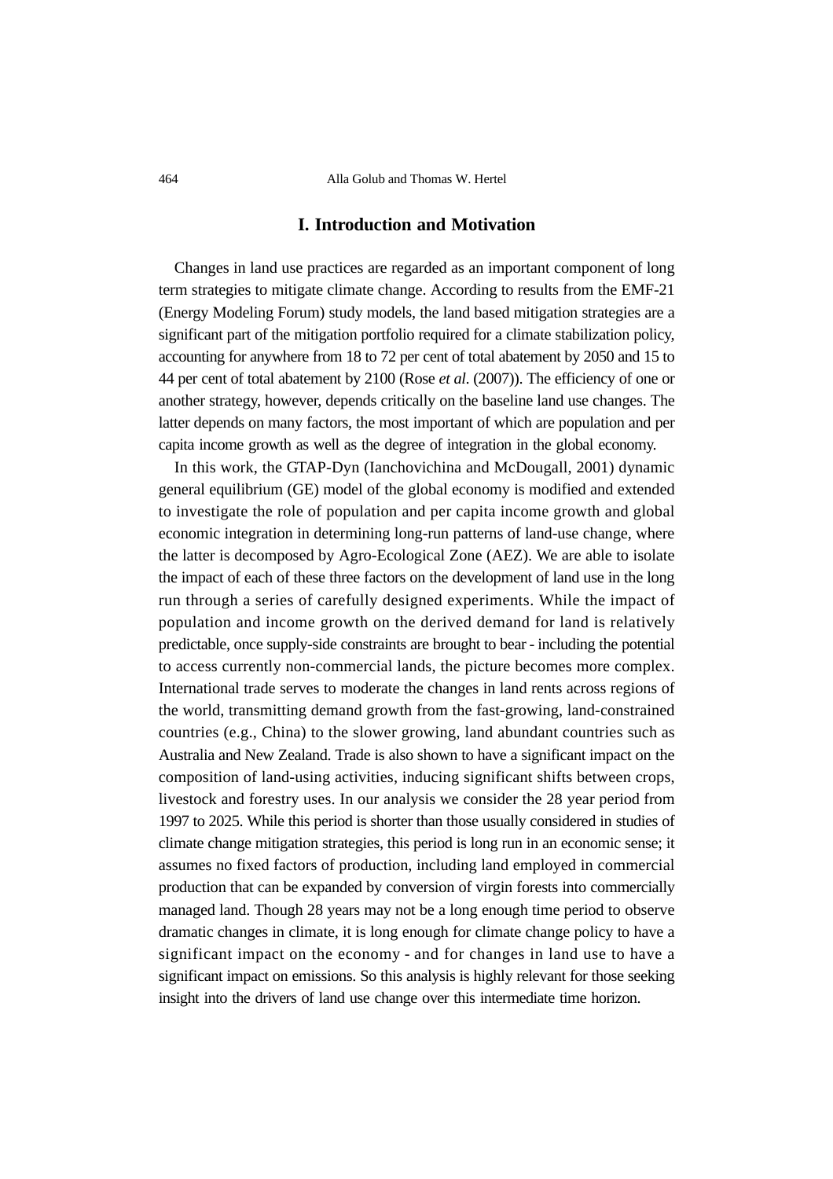## I. Introduction and Motivation

Changes in land use practices are regarded as an important component of long term strategies to mitigate climate change. According to results from the EMF-21 (Energy Modeling Forum) study models, the land based mitigation strategies are a significant part of the mitigation portfolio required for a climate stabilization policy, accounting for anywhere from 18 to 72 per cent of total abatement by 2050 and 15 to 44 per cent of total abatement by 2100 (Rose *et al*. (2007)). The efficiency of one or another strategy, however, depends critically on the baseline land use changes. The latter depends on many factors, the most important of which are population and per capita income growth as well as the degree of integration in the global economy.

In this work, the GTAP-Dyn (Ianchovichina and McDougall, 2001) dynamic general equilibrium (GE) model of the global economy is modified and extended to investigate the role of population and per capita income growth and global economic integration in determining long-run patterns of land-use change, where the latter is decomposed by Agro-Ecological Zone (AEZ). We are able to isolate the impact of each of these three factors on the development of land use in the long run through a series of carefully designed experiments. While the impact of population and income growth on the derived demand for land is relatively predictable, once supply-side constraints are brought to bear - including the potential to access currently non-commercial lands, the picture becomes more complex. International trade serves to moderate the changes in land rents across regions of the world, transmitting demand growth from the fast-growing, land-constrained countries (e.g., China) to the slower growing, land abundant countries such as Australia and New Zealand. Trade is also shown to have a significant impact on the composition of land-using activities, inducing significant shifts between crops, livestock and forestry uses. In our analysis we consider the 28 year period from 1997 to 2025. While this period is shorter than those usually considered in studies of climate change mitigation strategies, this period is long run in an economic sense; it assumes no fixed factors of production, including land employed in commercial production that can be expanded by conversion of virgin forests into commercially managed land. Though 28 years may not be a long enough time period to observe dramatic changes in climate, it is long enough for climate change policy to have a significant impact on the economy - and for changes in land use to have a significant impact on emissions. So this analysis is highly relevant for those seeking insight into the drivers of land use change over this intermediate time horizon.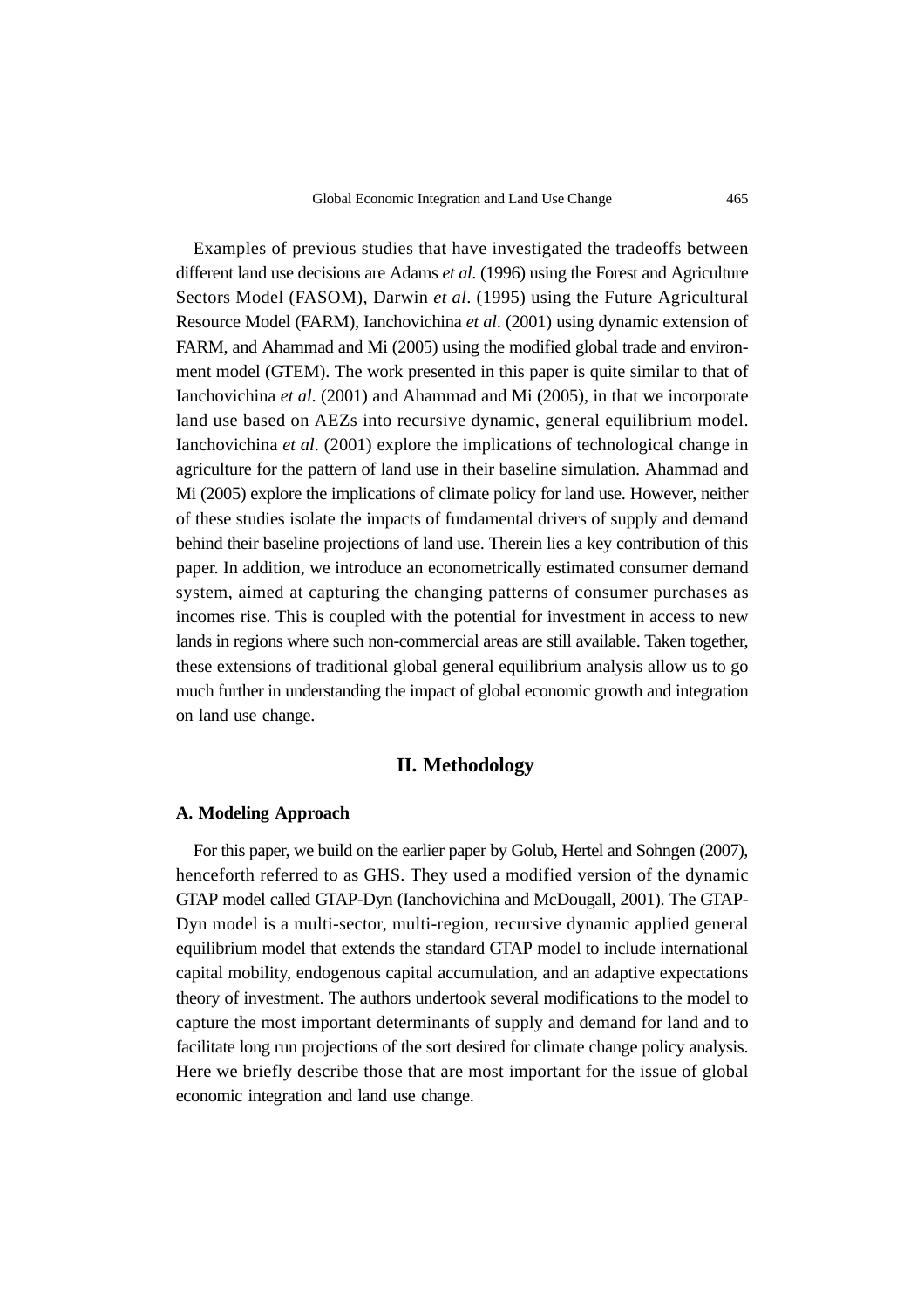Examples of previous studies that have investigated the tradeoffs between different land use decisions are Adams *et al*. (1996) using the Forest and Agriculture Sectors Model (FASOM), Darwin *et al*. (1995) using the Future Agricultural Resource Model (FARM), Ianchovichina *et al*. (2001) using dynamic extension of FARM, and Ahammad and Mi (2005) using the modified global trade and environment model (GTEM). The work presented in this paper is quite similar to that of Ianchovichina *et al*. (2001) and Ahammad and Mi (2005), in that we incorporate land use based on AEZs into recursive dynamic, general equilibrium model. Ianchovichina *et al*. (2001) explore the implications of technological change in agriculture for the pattern of land use in their baseline simulation. Ahammad and Mi (2005) explore the implications of climate policy for land use. However, neither of these studies isolate the impacts of fundamental drivers of supply and demand behind their baseline projections of land use. Therein lies a key contribution of this paper. In addition, we introduce an econometrically estimated consumer demand system, aimed at capturing the changing patterns of consumer purchases as incomes rise. This is coupled with the potential for investment in access to new lands in regions where such non-commercial areas are still available. Taken together, these extensions of traditional global general equilibrium analysis allow us to go much further in understanding the impact of global economic growth and integration on land use change.

## II. Methodology

### A. Modeling Approach

For this paper, we build on the earlier paper by Golub, Hertel and Sohngen (2007), henceforth referred to as GHS. They used a modified version of the dynamic GTAP model called GTAP-Dyn (Ianchovichina and McDougall, 2001). The GTAP-Dyn model is a multi-sector, multi-region, recursive dynamic applied general equilibrium model that extends the standard GTAP model to include international capital mobility, endogenous capital accumulation, and an adaptive expectations theory of investment. The authors undertook several modifications to the model to capture the most important determinants of supply and demand for land and to facilitate long run projections of the sort desired for climate change policy analysis. Here we briefly describe those that are most important for the issue of global economic integration and land use change.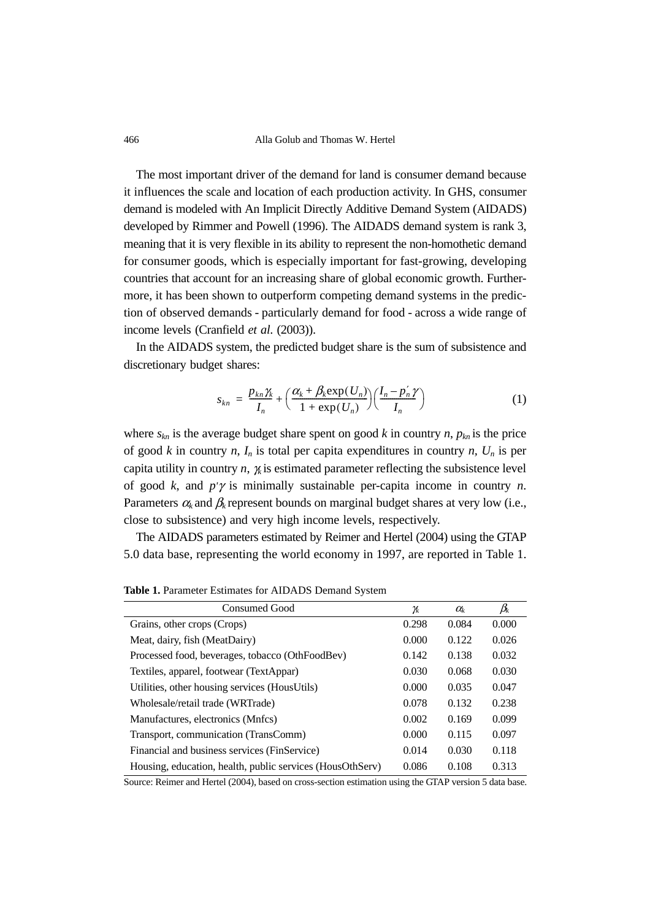The most important driver of the demand for land is consumer demand because it influences the scale and location of each production activity. In GHS, consumer demand is modeled with An Implicit Directly Additive Demand System (AIDADS) developed by Rimmer and Powell (1996). The AIDADS demand system is rank 3, meaning that it is very flexible in its ability to represent the non-homothetic demand for consumer goods, which is especially important for fast-growing, developing countries that account for an increasing share of global economic growth. Furthermore, it has been shown to outperform competing demand systems in the prediction of observed demands - particularly demand for food - across a wide range of income levels (Cranfield *et al*. (2003)).

In the AIDADS system, the predicted budget share is the sum of subsistence and discretionary budget shares:

$$s_{kn} = \frac{p_{kn}\gamma_k}{I_n} + \left(\frac{\alpha_k + \beta_k \exp(U_n)}{1 + \exp(U_n)}\right)\left(\frac{I_n - p_n'\gamma}{I_n}\right) \tag{1}$$

where $s_{kn}$ is the average budget share spent on good $k$ in country $n$, $p_{kn}$ is the price of good $k$ in country $n$, $I_n$ is total per capita expenditures in country $n$, $U_n$ is per capita utility in country $n$, $\gamma_k$ is estimated parameter reflecting the subsistence level of good $k$, and $p'\gamma$ is minimally sustainable per-capita income in country $n$. Parameters $\alpha_k$ and $\beta_k$ represent bounds on marginal budget shares at very low (i.e., close to subsistence) and very high income levels, respectively.

The AIDADS parameters estimated by Reimer and Hertel (2004) using the GTAP 5.0 data base, representing the world economy in 1997, are reported in Table 1.

**Table 1.** Parameter Estimates for AIDADS Demand System

| Consumed Good | $\gamma_k$ | $\alpha_k$ | $\beta_k$ |
|---|---|---|---|
| Grains, other crops (Crops) | 0.298 | 0.084 | 0.000 |
| Meat, dairy, fish (MeatDairy) | 0.000 | 0.122 | 0.026 |
| Processed food, beverages, tobacco (OthFoodBev) | 0.142 | 0.138 | 0.032 |
| Textiles, apparel, footwear (TextAppar) | 0.030 | 0.068 | 0.030 |
| Utilities, other housing services (HousUtils) | 0.000 | 0.035 | 0.047 |
| Wholesale/retail trade (WRTrade) | 0.078 | 0.132 | 0.238 |
| Manufactures, electronics (Mnfcs) | 0.002 | 0.169 | 0.099 |
| Transport, communication (TransComm) | 0.000 | 0.115 | 0.097 |
| Financial and business services (FinService) | 0.014 | 0.030 | 0.118 |
| Housing, education, health, public services (HousOthServ) | 0.086 | 0.108 | 0.313 |

Source: Reimer and Hertel (2004), based on cross-section estimation using the GTAP version 5 data base.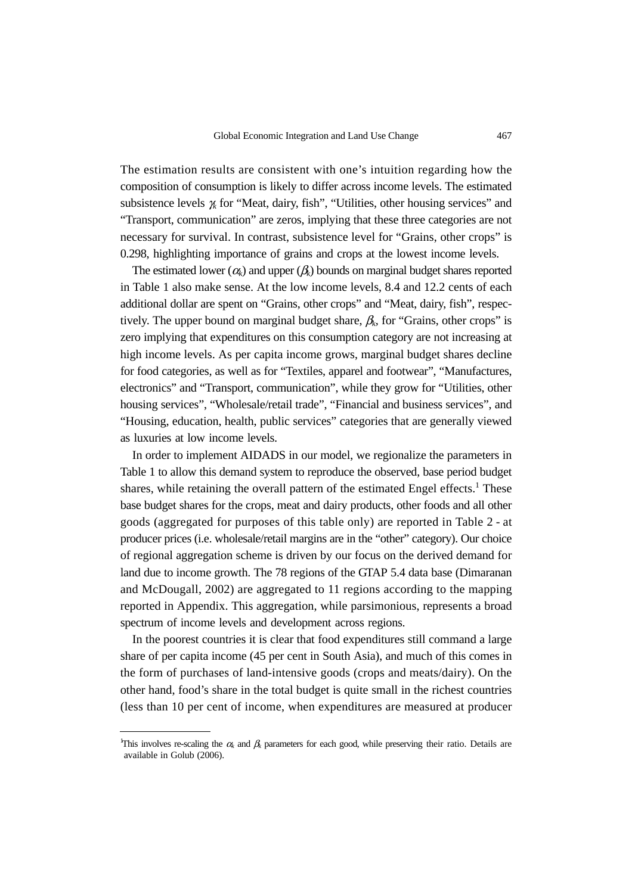The estimation results are consistent with one's intuition regarding how the composition of consumption is likely to differ across income levels. The estimated subsistence levels $\gamma_k$ for "Meat, dairy, fish", "Utilities, other housing services" and "Transport, communication" are zeros, implying that these three categories are not necessary for survival. In contrast, subsistence level for "Grains, other crops" is 0.298, highlighting importance of grains and crops at the lowest income levels.

The estimated lower ($\alpha_k$) and upper ($\beta_k$) bounds on marginal budget shares reported in Table 1 also make sense. At the low income levels, 8.4 and 12.2 cents of each additional dollar are spent on "Grains, other crops" and "Meat, dairy, fish", respectively. The upper bound on marginal budget share, $\beta_k$, for "Grains, other crops" is zero implying that expenditures on this consumption category are not increasing at high income levels. As per capita income grows, marginal budget shares decline for food categories, as well as for "Textiles, apparel and footwear", "Manufactures, electronics" and "Transport, communication", while they grow for "Utilities, other housing services", "Wholesale/retail trade", "Financial and business services", and "Housing, education, health, public services" categories that are generally viewed as luxuries at low income levels.

In order to implement AIDADS in our model, we regionalize the parameters in Table 1 to allow this demand system to reproduce the observed, base period budget shares, while retaining the overall pattern of the estimated Engel effects.[1] These base budget shares for the crops, meat and dairy products, other foods and all other goods (aggregated for purposes of this table only) are reported in Table 2 - at producer prices (i.e. wholesale/retail margins are in the "other" category). Our choice of regional aggregation scheme is driven by our focus on the derived demand for land due to income growth. The 78 regions of the GTAP 5.4 data base (Dimaranan and McDougall, 2002) are aggregated to 11 regions according to the mapping reported in Appendix. This aggregation, while parsimonious, represents a broad spectrum of income levels and development across regions.

In the poorest countries it is clear that food expenditures still command a large share of per capita income (45 per cent in South Asia), and much of this comes in the form of purchases of land-intensive goods (crops and meats/dairy). On the other hand, food's share in the total budget is quite small in the richest countries (less than 10 per cent of income, when expenditures are measured at producer

[1] This involves re-scaling the $\alpha_k$ and $\beta_k$ parameters for each good, while preserving their ratio. Details are available in Golub (2006).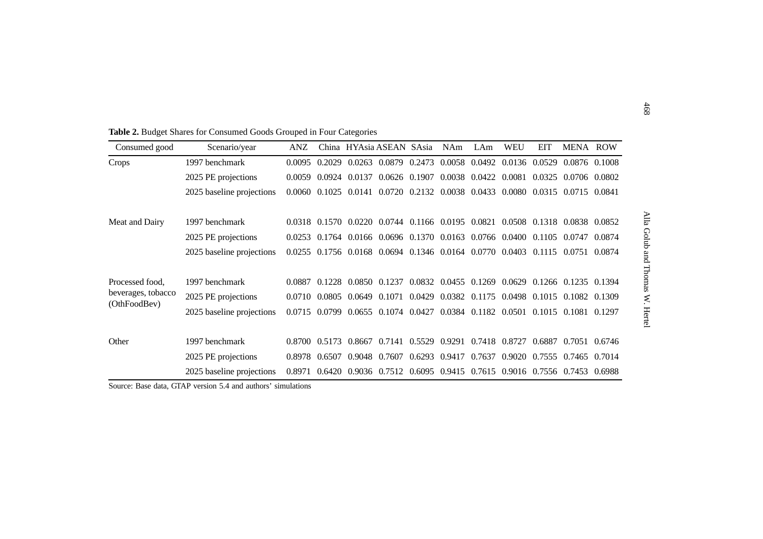**Table 2.** Budget Shares for Consumed Goods Grouped in Four Categories

| Consumed good | Scenario/year | ANZ | China | HYAsia | ASEAN | SAsia | NAm | LAm | WEU | EIT | MENA | ROW |
|---|---|---|---|---|---|---|---|---|---|---|---|---|
| Crops | 1997 benchmark | 0.0095 | 0.2029 | 0.0263 | 0.0879 | 0.2473 | 0.0058 | 0.0492 | 0.0136 | 0.0529 | 0.0876 | 0.1008 |
| | 2025 PE projections | 0.0059 | 0.0924 | 0.0137 | 0.0626 | 0.1907 | 0.0038 | 0.0422 | 0.0081 | 0.0325 | 0.0706 | 0.0802 |
| | 2025 baseline projections | 0.0060 | 0.1025 | 0.0141 | 0.0720 | 0.2132 | 0.0038 | 0.0433 | 0.0080 | 0.0315 | 0.0715 | 0.0841 |
| Meat and Dairy | 1997 benchmark | 0.0318 | 0.1570 | 0.0220 | 0.0744 | 0.1166 | 0.0195 | 0.0821 | 0.0508 | 0.1318 | 0.0838 | 0.0852 |
| | 2025 PE projections | 0.0253 | 0.1764 | 0.0166 | 0.0696 | 0.1370 | 0.0163 | 0.0766 | 0.0400 | 0.1105 | 0.0747 | 0.0874 |
| | 2025 baseline projections | 0.0255 | 0.1756 | 0.0168 | 0.0694 | 0.1346 | 0.0164 | 0.0770 | 0.0403 | 0.1115 | 0.0751 | 0.0874 |
| Processed food, beverages, tobacco (OthFoodBev) | 1997 benchmark | 0.0887 | 0.1228 | 0.0850 | 0.1237 | 0.0832 | 0.0455 | 0.1269 | 0.0629 | 0.1266 | 0.1235 | 0.1394 |
| | 2025 PE projections | 0.0710 | 0.0805 | 0.0649 | 0.1071 | 0.0429 | 0.0382 | 0.1175 | 0.0498 | 0.1015 | 0.1082 | 0.1309 |
| | 2025 baseline projections | 0.0715 | 0.0799 | 0.0655 | 0.1074 | 0.0427 | 0.0384 | 0.1182 | 0.0501 | 0.1015 | 0.1081 | 0.1297 |
| Other | 1997 benchmark | 0.8700 | 0.5173 | 0.8667 | 0.7141 | 0.5529 | 0.9291 | 0.7418 | 0.8727 | 0.6887 | 0.7051 | 0.6746 |
| | 2025 PE projections | 0.8978 | 0.6507 | 0.9048 | 0.7607 | 0.6293 | 0.9417 | 0.7637 | 0.9020 | 0.7555 | 0.7465 | 0.7014 |
| | 2025 baseline projections | 0.8971 | 0.6420 | 0.9036 | 0.7512 | 0.6095 | 0.9415 | 0.7615 | 0.9016 | 0.7556 | 0.7453 | 0.6988 |

Source: Base data, GTAP version 5.4 and authors' simulations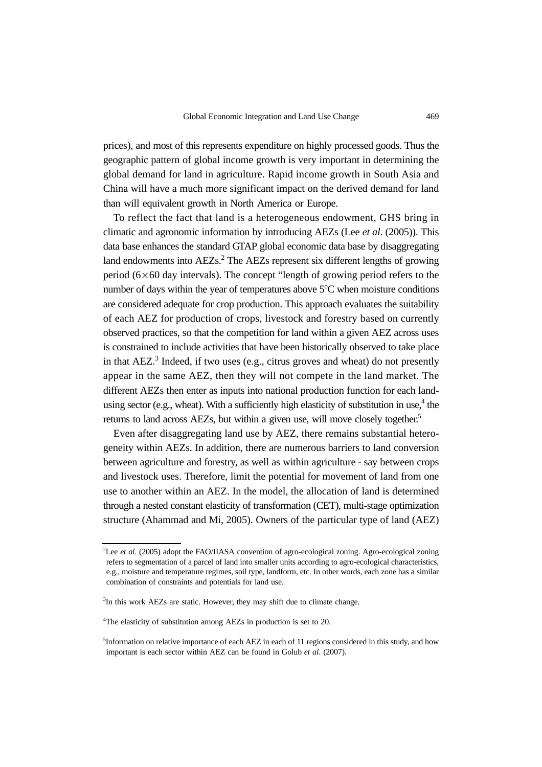prices), and most of this represents expenditure on highly processed goods. Thus the geographic pattern of global income growth is very important in determining the global demand for land in agriculture. Rapid income growth in South Asia and China will have a much more significant impact on the derived demand for land than will equivalent growth in North America or Europe.

To reflect the fact that land is a heterogeneous endowment, GHS bring in climatic and agronomic information by introducing AEZs (Lee *et al*. (2005)). This data base enhances the standard GTAP global economic data base by disaggregating land endowments into AEZs.[2] The AEZs represent six different lengths of growing period ($6\times60$ day intervals). The concept "length of growing period refers to the number of days within the year of temperatures above 5°C when moisture conditions are considered adequate for crop production. This approach evaluates the suitability of each AEZ for production of crops, livestock and forestry based on currently observed practices, so that the competition for land within a given AEZ across uses is constrained to include activities that have been historically observed to take place in that AEZ.[3] Indeed, if two uses (e.g., citrus groves and wheat) do not presently appear in the same AEZ, then they will not compete in the land market. The different AEZs then enter as inputs into national production function for each land-using sector (e.g., wheat). With a sufficiently high elasticity of substitution in use,[4] the returns to land across AEZs, but within a given use, will move closely together.[5]

Even after disaggregating land use by AEZ, there remains substantial heterogeneity within AEZs. In addition, there are numerous barriers to land conversion between agriculture and forestry, as well as within agriculture - say between crops and livestock uses. Therefore, limit the potential for movement of land from one use to another within an AEZ. In the model, the allocation of land is determined through a nested constant elasticity of transformation (CET), multi-stage optimization structure (Ahammad and Mi, 2005). Owners of the particular type of land (AEZ)

---

[2] Lee *et al*. (2005) adopt the FAO/IIASA convention of agro-ecological zoning. Agro-ecological zoning refers to segmentation of a parcel of land into smaller units according to agro-ecological characteristics, e.g., moisture and temperature regimes, soil type, landform, etc. In other words, each zone has a similar combination of constraints and potentials for land use.

[3] In this work AEZs are static. However, they may shift due to climate change.

[4] The elasticity of substitution among AEZs in production is set to 20.

[5] Information on relative importance of each AEZ in each of 11 regions considered in this study, and how important is each sector within AEZ can be found in Golub *et al*. (2007).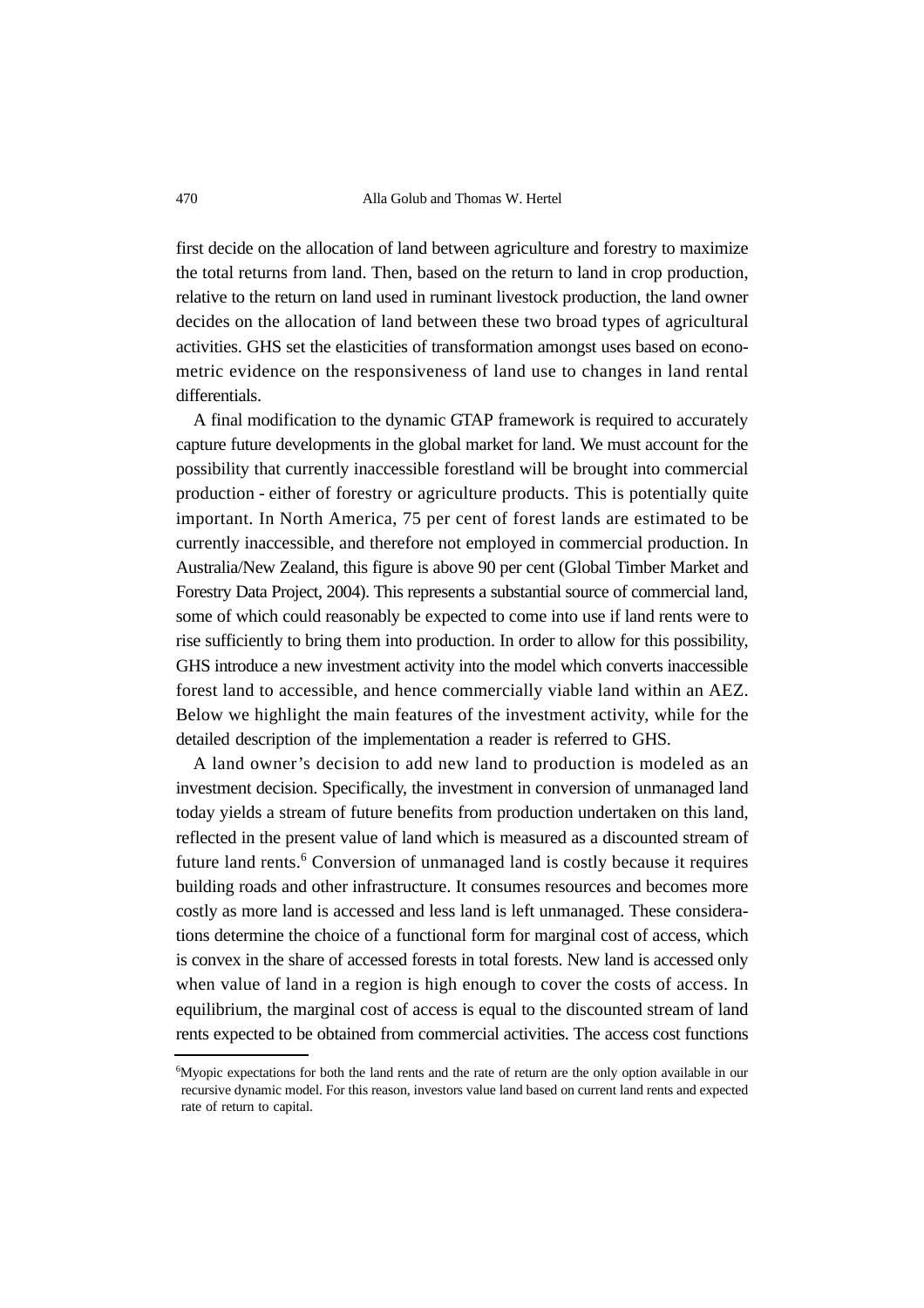first decide on the allocation of land between agriculture and forestry to maximize the total returns from land. Then, based on the return to land in crop production, relative to the return on land used in ruminant livestock production, the land owner decides on the allocation of land between these two broad types of agricultural activities. GHS set the elasticities of transformation amongst uses based on econometric evidence on the responsiveness of land use to changes in land rental differentials.

A final modification to the dynamic GTAP framework is required to accurately capture future developments in the global market for land. We must account for the possibility that currently inaccessible forestland will be brought into commercial production - either of forestry or agriculture products. This is potentially quite important. In North America, 75 per cent of forest lands are estimated to be currently inaccessible, and therefore not employed in commercial production. In Australia/New Zealand, this figure is above 90 per cent (Global Timber Market and Forestry Data Project, 2004). This represents a substantial source of commercial land, some of which could reasonably be expected to come into use if land rents were to rise sufficiently to bring them into production. In order to allow for this possibility, GHS introduce a new investment activity into the model which converts inaccessible forest land to accessible, and hence commercially viable land within an AEZ. Below we highlight the main features of the investment activity, while for the detailed description of the implementation a reader is referred to GHS.

A land owner's decision to add new land to production is modeled as an investment decision. Specifically, the investment in conversion of unmanaged land today yields a stream of future benefits from production undertaken on this land, reflected in the present value of land which is measured as a discounted stream of future land rents.[6] Conversion of unmanaged land is costly because it requires building roads and other infrastructure. It consumes resources and becomes more costly as more land is accessed and less land is left unmanaged. These considerations determine the choice of a functional form for marginal cost of access, which is convex in the share of accessed forests in total forests. New land is accessed only when value of land in a region is high enough to cover the costs of access. In equilibrium, the marginal cost of access is equal to the discounted stream of land rents expected to be obtained from commercial activities. The access cost functions

[6]Myopic expectations for both the land rents and the rate of return are the only option available in our recursive dynamic model. For this reason, investors value land based on current land rents and expected rate of return to capital.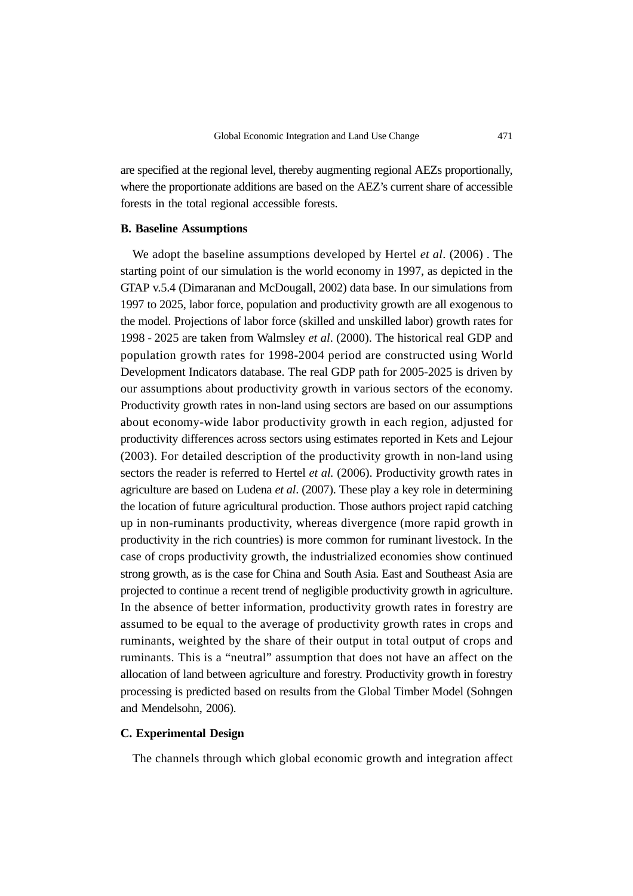are specified at the regional level, thereby augmenting regional AEZs proportionally, where the proportionate additions are based on the AEZ's current share of accessible forests in the total regional accessible forests.

### B. Baseline Assumptions

We adopt the baseline assumptions developed by Hertel *et al*. (2006) . The starting point of our simulation is the world economy in 1997, as depicted in the GTAP v.5.4 (Dimaranan and McDougall, 2002) data base. In our simulations from 1997 to 2025, labor force, population and productivity growth are all exogenous to the model. Projections of labor force (skilled and unskilled labor) growth rates for 1998 - 2025 are taken from Walmsley *et al*. (2000). The historical real GDP and population growth rates for 1998-2004 period are constructed using World Development Indicators database. The real GDP path for 2005-2025 is driven by our assumptions about productivity growth in various sectors of the economy. Productivity growth rates in non-land using sectors are based on our assumptions about economy-wide labor productivity growth in each region, adjusted for productivity differences across sectors using estimates reported in Kets and Lejour (2003). For detailed description of the productivity growth in non-land using sectors the reader is referred to Hertel *et al.* (2006). Productivity growth rates in agriculture are based on Ludena *et al*. (2007). These play a key role in determining the location of future agricultural production. Those authors project rapid catching up in non-ruminants productivity, whereas divergence (more rapid growth in productivity in the rich countries) is more common for ruminant livestock. In the case of crops productivity growth, the industrialized economies show continued strong growth, as is the case for China and South Asia. East and Southeast Asia are projected to continue a recent trend of negligible productivity growth in agriculture. In the absence of better information, productivity growth rates in forestry are assumed to be equal to the average of productivity growth rates in crops and ruminants, weighted by the share of their output in total output of crops and ruminants. This is a "neutral" assumption that does not have an affect on the allocation of land between agriculture and forestry. Productivity growth in forestry processing is predicted based on results from the Global Timber Model (Sohngen and Mendelsohn, 2006).

### C. Experimental Design

The channels through which global economic growth and integration affect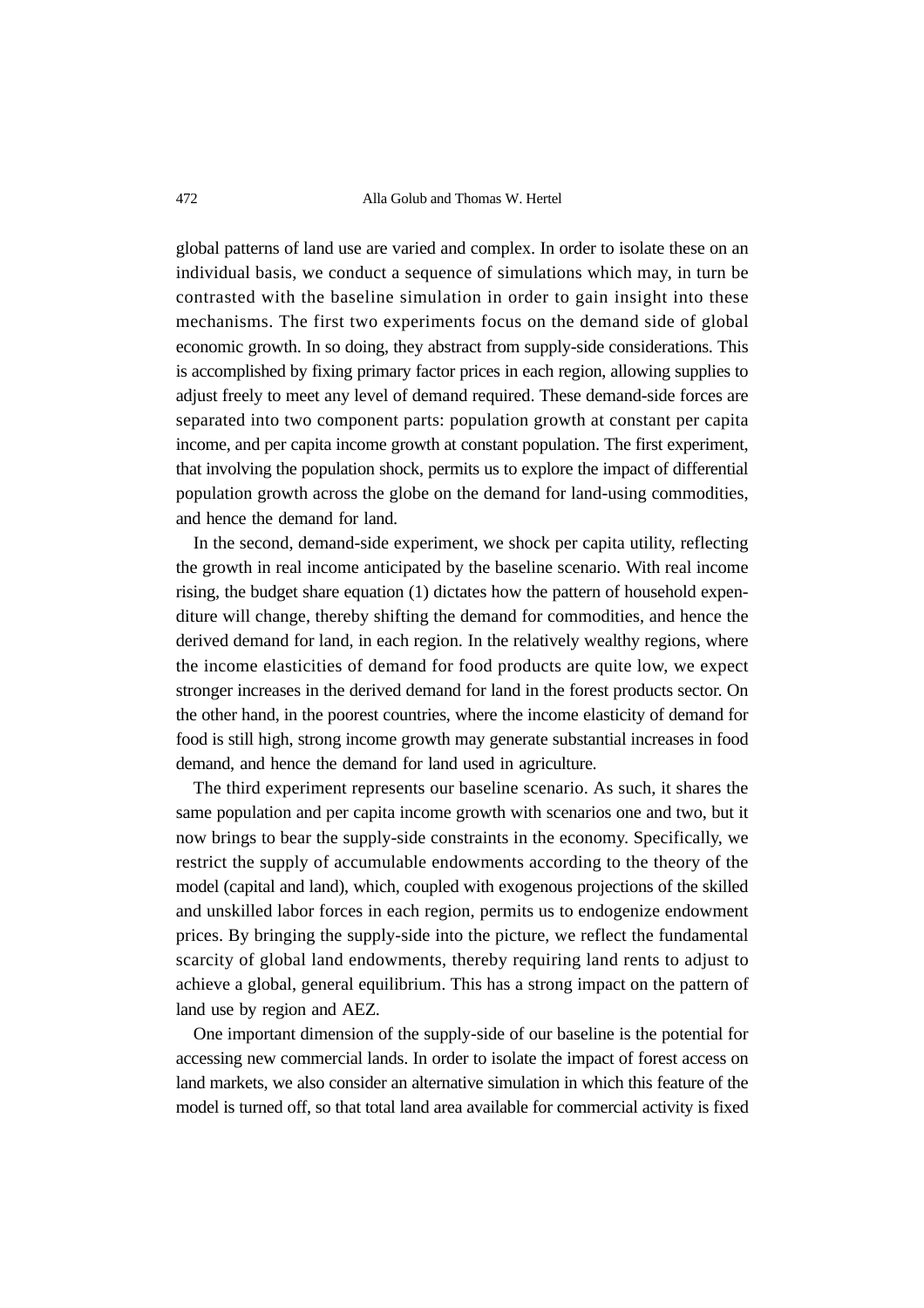global patterns of land use are varied and complex. In order to isolate these on an individual basis, we conduct a sequence of simulations which may, in turn be contrasted with the baseline simulation in order to gain insight into these mechanisms. The first two experiments focus on the demand side of global economic growth. In so doing, they abstract from supply-side considerations. This is accomplished by fixing primary factor prices in each region, allowing supplies to adjust freely to meet any level of demand required. These demand-side forces are separated into two component parts: population growth at constant per capita income, and per capita income growth at constant population. The first experiment, that involving the population shock, permits us to explore the impact of differential population growth across the globe on the demand for land-using commodities, and hence the demand for land.

In the second, demand-side experiment, we shock per capita utility, reflecting the growth in real income anticipated by the baseline scenario. With real income rising, the budget share equation (1) dictates how the pattern of household expenditure will change, thereby shifting the demand for commodities, and hence the derived demand for land, in each region. In the relatively wealthy regions, where the income elasticities of demand for food products are quite low, we expect stronger increases in the derived demand for land in the forest products sector. On the other hand, in the poorest countries, where the income elasticity of demand for food is still high, strong income growth may generate substantial increases in food demand, and hence the demand for land used in agriculture.

The third experiment represents our baseline scenario. As such, it shares the same population and per capita income growth with scenarios one and two, but it now brings to bear the supply-side constraints in the economy. Specifically, we restrict the supply of accumulable endowments according to the theory of the model (capital and land), which, coupled with exogenous projections of the skilled and unskilled labor forces in each region, permits us to endogenize endowment prices. By bringing the supply-side into the picture, we reflect the fundamental scarcity of global land endowments, thereby requiring land rents to adjust to achieve a global, general equilibrium. This has a strong impact on the pattern of land use by region and AEZ.

One important dimension of the supply-side of our baseline is the potential for accessing new commercial lands. In order to isolate the impact of forest access on land markets, we also consider an alternative simulation in which this feature of the model is turned off, so that total land area available for commercial activity is fixed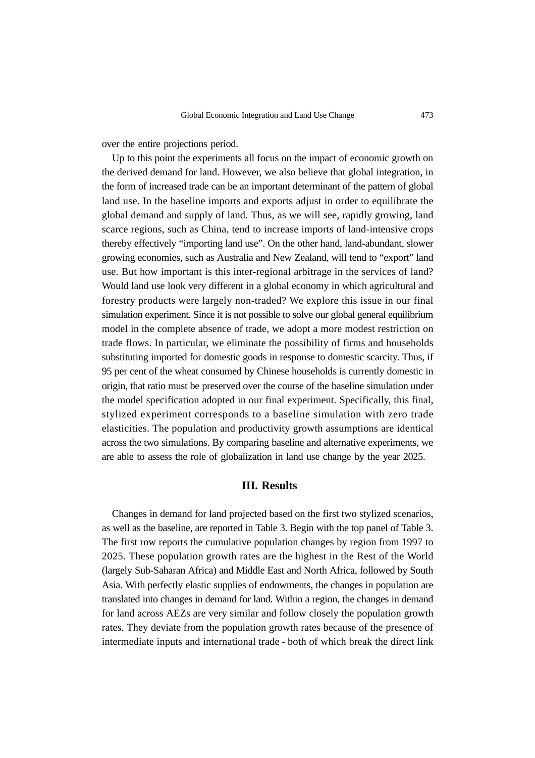over the entire projections period.

Up to this point the experiments all focus on the impact of economic growth on the derived demand for land. However, we also believe that global integration, in the form of increased trade can be an important determinant of the pattern of global land use. In the baseline imports and exports adjust in order to equilibrate the global demand and supply of land. Thus, as we will see, rapidly growing, land scarce regions, such as China, tend to increase imports of land-intensive crops thereby effectively "importing land use". On the other hand, land-abundant, slower growing economies, such as Australia and New Zealand, will tend to "export" land use. But how important is this inter-regional arbitrage in the services of land? Would land use look very different in a global economy in which agricultural and forestry products were largely non-traded? We explore this issue in our final simulation experiment. Since it is not possible to solve our global general equilibrium model in the complete absence of trade, we adopt a more modest restriction on trade flows. In particular, we eliminate the possibility of firms and households substituting imported for domestic goods in response to domestic scarcity. Thus, if 95 per cent of the wheat consumed by Chinese households is currently domestic in origin, that ratio must be preserved over the course of the baseline simulation under the model specification adopted in our final experiment. Specifically, this final, stylized experiment corresponds to a baseline simulation with zero trade elasticities. The population and productivity growth assumptions are identical across the two simulations. By comparing baseline and alternative experiments, we are able to assess the role of globalization in land use change by the year 2025.

## III. Results

Changes in demand for land projected based on the first two stylized scenarios, as well as the baseline, are reported in Table 3. Begin with the top panel of Table 3. The first row reports the cumulative population changes by region from 1997 to 2025. These population growth rates are the highest in the Rest of the World (largely Sub-Saharan Africa) and Middle East and North Africa, followed by South Asia. With perfectly elastic supplies of endowments, the changes in population are translated into changes in demand for land. Within a region, the changes in demand for land across AEZs are very similar and follow closely the population growth rates. They deviate from the population growth rates because of the presence of intermediate inputs and international trade - both of which break the direct link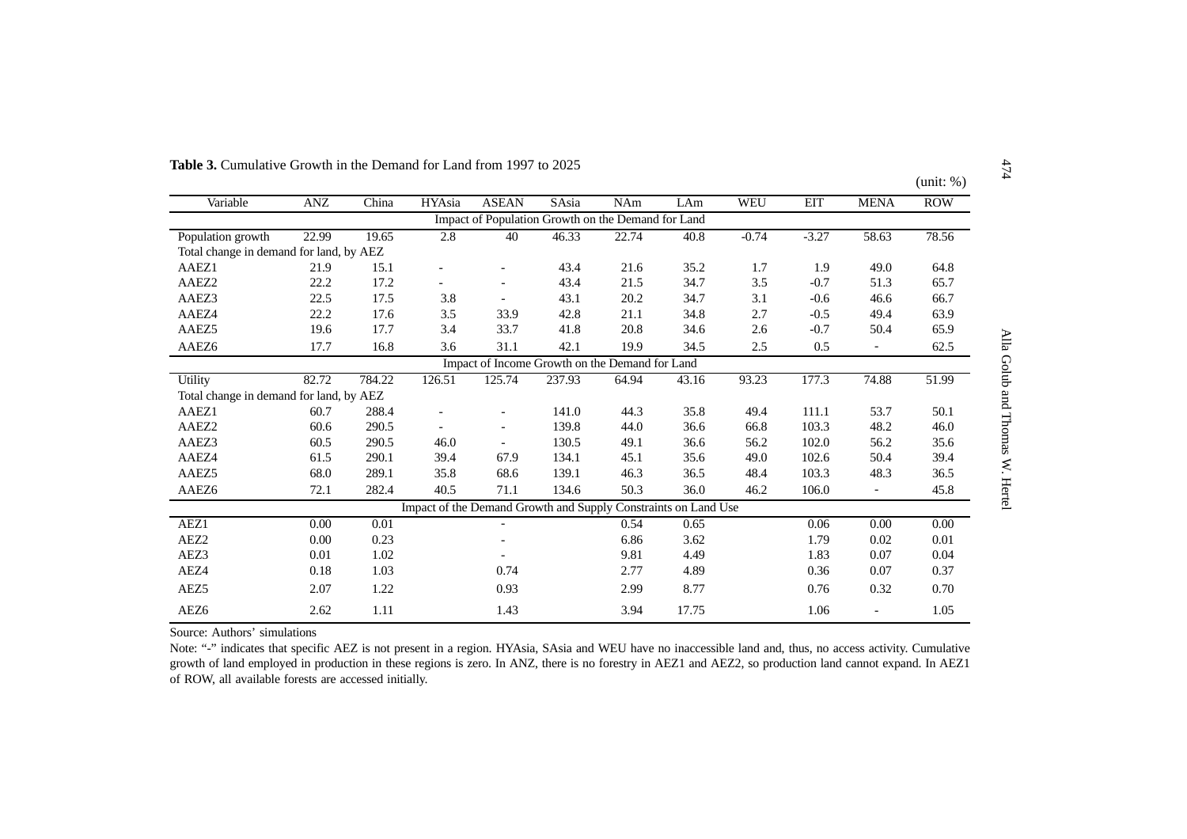**Table 3.** Cumulative Growth in the Demand for Land from 1997 to 2025

(unit: %)

| Variable | ANZ | China | HYAsia | ASEAN | SAsia | NAm | LAm | WEU | EIT | MENA | ROW |
|---|---|---|---|---|---|---|---|---|---|---|---|
| Impact of Population Growth on the Demand for Land | | | | | | | | | | | |
| Population growth | 22.99 | 19.65 | 2.8 | 40 | 46.33 | 22.74 | 40.8 | -0.74 | -3.27 | 58.63 | 78.56 |
| Total change in demand for land, by AEZ | | | | | | | | | | | |
| AAEZ1 | 21.9 | 15.1 | - | - | 43.4 | 21.6 | 35.2 | 1.7 | 1.9 | 49.0 | 64.8 |
| AAEZ2 | 22.2 | 17.2 | - | - | 43.4 | 21.5 | 34.7 | 3.5 | -0.7 | 51.3 | 65.7 |
| AAEZ3 | 22.5 | 17.5 | 3.8 | - | 43.1 | 20.2 | 34.7 | 3.1 | -0.6 | 46.6 | 66.7 |
| AAEZ4 | 22.2 | 17.6 | 3.5 | 33.9 | 42.8 | 21.1 | 34.8 | 2.7 | -0.5 | 49.4 | 63.9 |
| AAEZ5 | 19.6 | 17.7 | 3.4 | 33.7 | 41.8 | 20.8 | 34.6 | 2.6 | -0.7 | 50.4 | 65.9 |
| AAEZ6 | 17.7 | 16.8 | 3.6 | 31.1 | 42.1 | 19.9 | 34.5 | 2.5 | 0.5 | - | 62.5 |
| Impact of Income Growth on the Demand for Land | | | | | | | | | | | |
| Utility | 82.72 | 784.22 | 126.51 | 125.74 | 237.93 | 64.94 | 43.16 | 93.23 | 177.3 | 74.88 | 51.99 |
| Total change in demand for land, by AEZ | | | | | | | | | | | |
| AAEZ1 | 60.7 | 288.4 | - | - | 141.0 | 44.3 | 35.8 | 49.4 | 111.1 | 53.7 | 50.1 |
| AAEZ2 | 60.6 | 290.5 | - | - | 139.8 | 44.0 | 36.6 | 66.8 | 103.3 | 48.2 | 46.0 |
| AAEZ3 | 60.5 | 290.5 | 46.0 | - | 130.5 | 49.1 | 36.6 | 56.2 | 102.0 | 56.2 | 35.6 |
| AAEZ4 | 61.5 | 290.1 | 39.4 | 67.9 | 134.1 | 45.1 | 35.6 | 49.0 | 102.6 | 50.4 | 39.4 |
| AAEZ5 | 68.0 | 289.1 | 35.8 | 68.6 | 139.1 | 46.3 | 36.5 | 48.4 | 103.3 | 48.3 | 36.5 |
| AAEZ6 | 72.1 | 282.4 | 40.5 | 71.1 | 134.6 | 50.3 | 36.0 | 46.2 | 106.0 | - | 45.8 |
| Impact of the Demand Growth and Supply Constraints on Land Use | | | | | | | | | | | |
| AEZ1 | 0.00 | 0.01 | | - | | 0.54 | 0.65 | | 0.06 | 0.00 | 0.00 |
| AEZ2 | 0.00 | 0.23 | | - | | 6.86 | 3.62 | | 1.79 | 0.02 | 0.01 |
| AEZ3 | 0.01 | 1.02 | | - | | 9.81 | 4.49 | | 1.83 | 0.07 | 0.04 |
| AEZ4 | 0.18 | 1.03 | | 0.74 | | 2.77 | 4.89 | | 0.36 | 0.07 | 0.37 |
| AEZ5 | 2.07 | 1.22 | | 0.93 | | 2.99 | 8.77 | | 0.76 | 0.32 | 0.70 |
| AEZ6 | 2.62 | 1.11 | | 1.43 | | 3.94 | 17.75 | | 1.06 | - | 1.05 |

Source: Authors' simulations

Note: "-" indicates that specific AEZ is not present in a region. HYAsia, SAsia and WEU have no inaccessible land and, thus, no access activity. Cumulative growth of land employed in production in these regions is zero. In ANZ, there is no forestry in AEZ1 and AEZ2, so production land cannot expand. In AEZ1 of ROW, all available forests are accessed initially.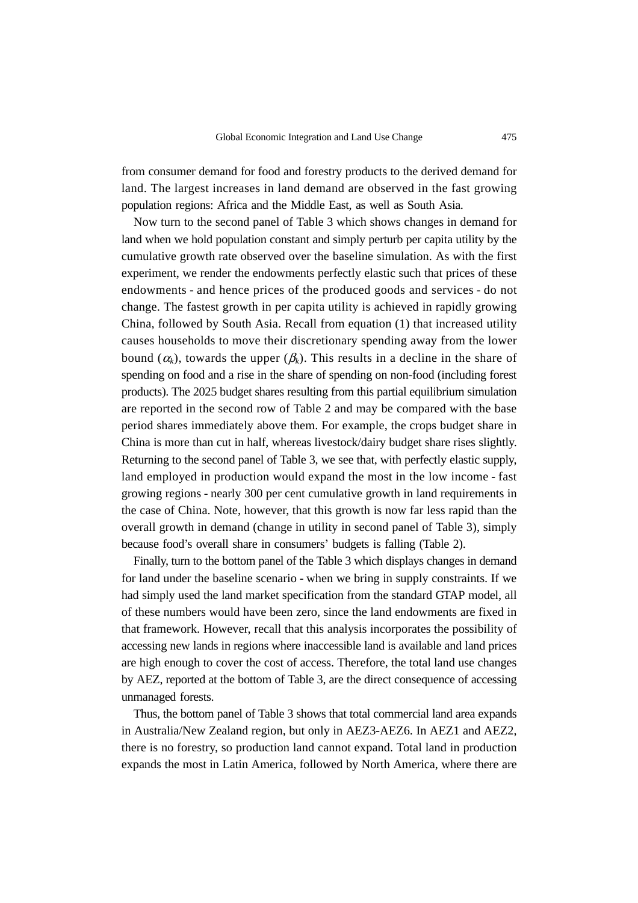from consumer demand for food and forestry products to the derived demand for land. The largest increases in land demand are observed in the fast growing population regions: Africa and the Middle East, as well as South Asia.

Now turn to the second panel of Table 3 which shows changes in demand for land when we hold population constant and simply perturb per capita utility by the cumulative growth rate observed over the baseline simulation. As with the first experiment, we render the endowments perfectly elastic such that prices of these endowments - and hence prices of the produced goods and services - do not change. The fastest growth in per capita utility is achieved in rapidly growing China, followed by South Asia. Recall from equation (1) that increased utility causes households to move their discretionary spending away from the lower bound ($\alpha_k$), towards the upper ($\beta_k$). This results in a decline in the share of spending on food and a rise in the share of spending on non-food (including forest products). The 2025 budget shares resulting from this partial equilibrium simulation are reported in the second row of Table 2 and may be compared with the base period shares immediately above them. For example, the crops budget share in China is more than cut in half, whereas livestock/dairy budget share rises slightly. Returning to the second panel of Table 3, we see that, with perfectly elastic supply, land employed in production would expand the most in the low income - fast growing regions - nearly 300 per cent cumulative growth in land requirements in the case of China. Note, however, that this growth is now far less rapid than the overall growth in demand (change in utility in second panel of Table 3), simply because food's overall share in consumers' budgets is falling (Table 2).

Finally, turn to the bottom panel of the Table 3 which displays changes in demand for land under the baseline scenario - when we bring in supply constraints. If we had simply used the land market specification from the standard GTAP model, all of these numbers would have been zero, since the land endowments are fixed in that framework. However, recall that this analysis incorporates the possibility of accessing new lands in regions where inaccessible land is available and land prices are high enough to cover the cost of access. Therefore, the total land use changes by AEZ, reported at the bottom of Table 3, are the direct consequence of accessing unmanaged forests.

Thus, the bottom panel of Table 3 shows that total commercial land area expands in Australia/New Zealand region, but only in AEZ3-AEZ6. In AEZ1 and AEZ2, there is no forestry, so production land cannot expand. Total land in production expands the most in Latin America, followed by North America, where there are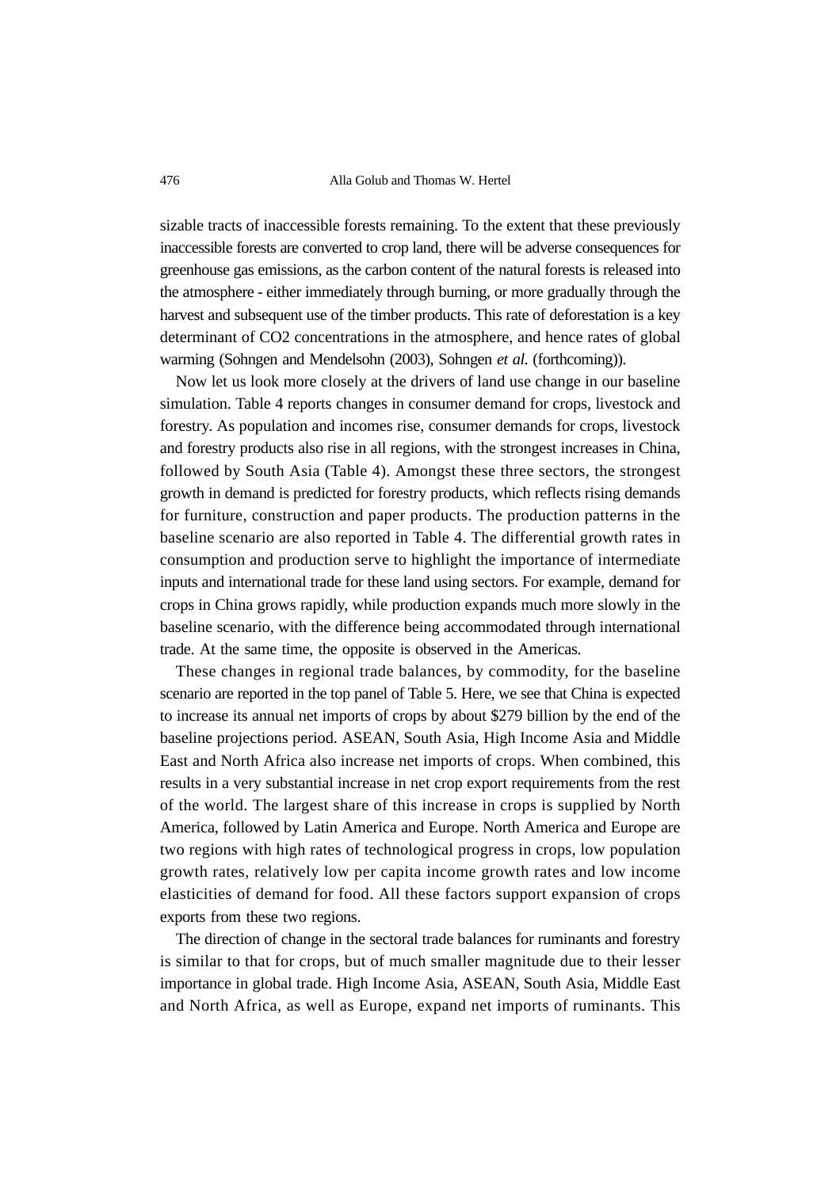sizable tracts of inaccessible forests remaining. To the extent that these previously inaccessible forests are converted to crop land, there will be adverse consequences for greenhouse gas emissions, as the carbon content of the natural forests is released into the atmosphere - either immediately through burning, or more gradually through the harvest and subsequent use of the timber products. This rate of deforestation is a key determinant of CO2 concentrations in the atmosphere, and hence rates of global warming (Sohngen and Mendelsohn (2003), Sohngen *et al.* (forthcoming)).

Now let us look more closely at the drivers of land use change in our baseline simulation. Table 4 reports changes in consumer demand for crops, livestock and forestry. As population and incomes rise, consumer demands for crops, livestock and forestry products also rise in all regions, with the strongest increases in China, followed by South Asia (Table 4). Amongst these three sectors, the strongest growth in demand is predicted for forestry products, which reflects rising demands for furniture, construction and paper products. The production patterns in the baseline scenario are also reported in Table 4. The differential growth rates in consumption and production serve to highlight the importance of intermediate inputs and international trade for these land using sectors. For example, demand for crops in China grows rapidly, while production expands much more slowly in the baseline scenario, with the difference being accommodated through international trade. At the same time, the opposite is observed in the Americas.

These changes in regional trade balances, by commodity, for the baseline scenario are reported in the top panel of Table 5. Here, we see that China is expected to increase its annual net imports of crops by about $279 billion by the end of the baseline projections period. ASEAN, South Asia, High Income Asia and Middle East and North Africa also increase net imports of crops. When combined, this results in a very substantial increase in net crop export requirements from the rest of the world. The largest share of this increase in crops is supplied by North America, followed by Latin America and Europe. North America and Europe are two regions with high rates of technological progress in crops, low population growth rates, relatively low per capita income growth rates and low income elasticities of demand for food. All these factors support expansion of crops exports from these two regions.

The direction of change in the sectoral trade balances for ruminants and forestry is similar to that for crops, but of much smaller magnitude due to their lesser importance in global trade. High Income Asia, ASEAN, South Asia, Middle East and North Africa, as well as Europe, expand net imports of ruminants. This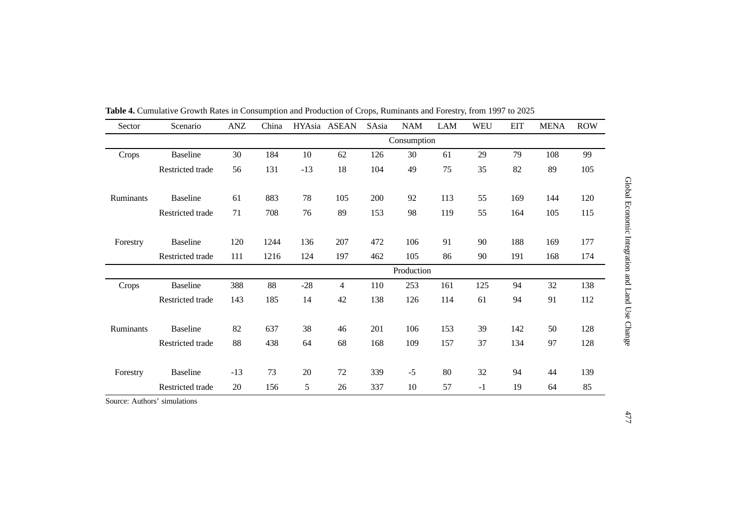**Table 4.** Cumulative Growth Rates in Consumption and Production of Crops, Ruminants and Forestry, from 1997 to 2025

| Sector | Scenario | ANZ | China | HYAsia | ASEAN | SAsia | NAM | LAM | WEU | EIT | MENA | ROW |
|---|---|---|---|---|---|---|---|---|---|---|---|---|
| | | | | | | | Consumption | | | | | |
| Crops | Baseline | 30 | 184 | 10 | 62 | 126 | 30 | 61 | 29 | 79 | 108 | 99 |
| | Restricted trade | 56 | 131 | -13 | 18 | 104 | 49 | 75 | 35 | 82 | 89 | 105 |
| Ruminants | Baseline | 61 | 883 | 78 | 105 | 200 | 92 | 113 | 55 | 169 | 144 | 120 |
| | Restricted trade | 71 | 708 | 76 | 89 | 153 | 98 | 119 | 55 | 164 | 105 | 115 |
| Forestry | Baseline | 120 | 1244 | 136 | 207 | 472 | 106 | 91 | 90 | 188 | 169 | 177 |
| | Restricted trade | 111 | 1216 | 124 | 197 | 462 | 105 | 86 | 90 | 191 | 168 | 174 |
| | | | | | | | Production | | | | | |
| Crops | Baseline | 388 | 88 | -28 | 4 | 110 | 253 | 161 | 125 | 94 | 32 | 138 |
| | Restricted trade | 143 | 185 | 14 | 42 | 138 | 126 | 114 | 61 | 94 | 91 | 112 |
| Ruminants | Baseline | 82 | 637 | 38 | 46 | 201 | 106 | 153 | 39 | 142 | 50 | 128 |
| | Restricted trade | 88 | 438 | 64 | 68 | 168 | 109 | 157 | 37 | 134 | 97 | 128 |
| Forestry | Baseline | -13 | 73 | 20 | 72 | 339 | -5 | 80 | 32 | 94 | 44 | 139 |
| | Restricted trade | 20 | 156 | 5 | 26 | 337 | 10 | 57 | -1 | 19 | 64 | 85 |

Source: Authors' simulations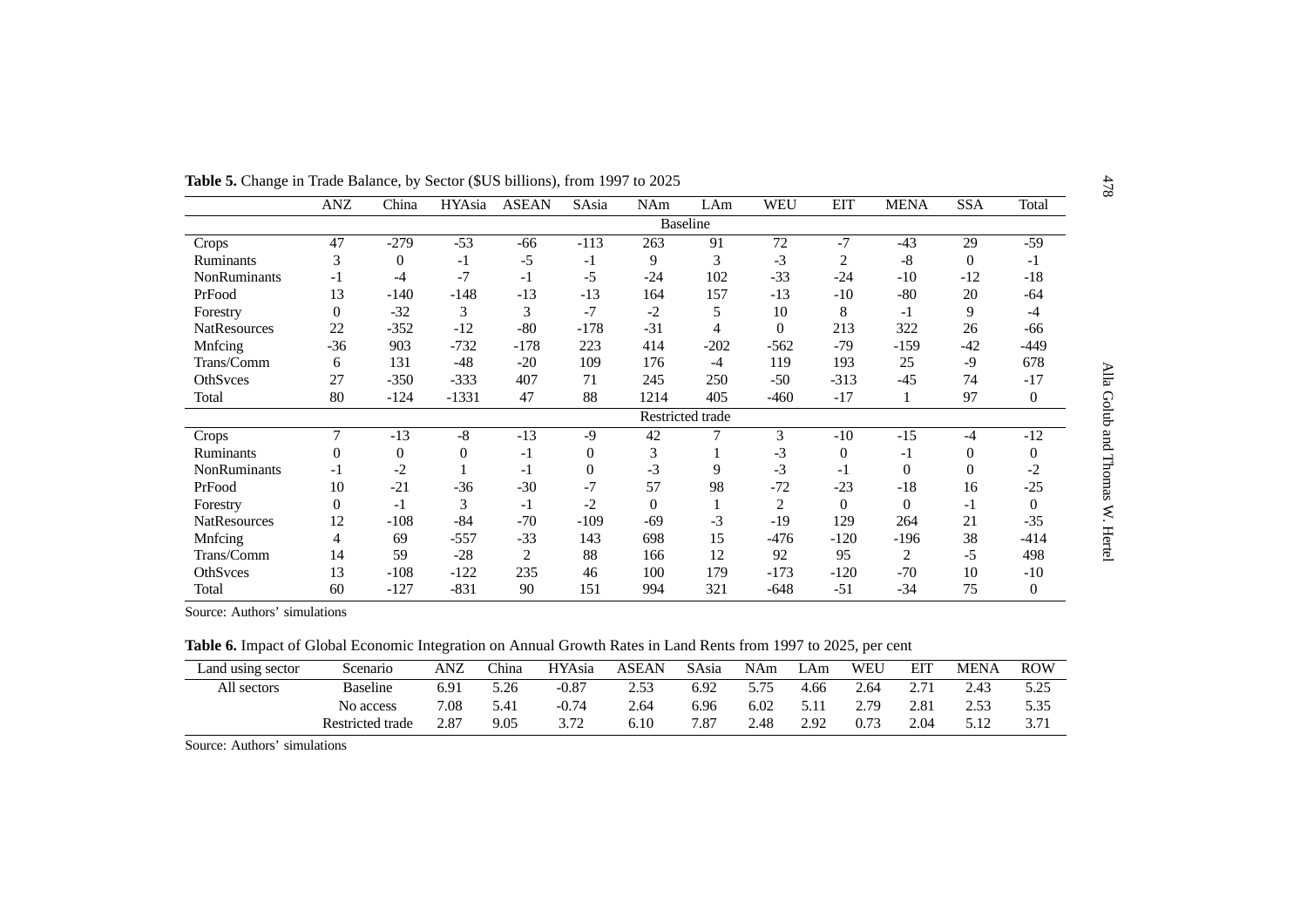**Table 5.** Change in Trade Balance, by Sector ($US billions), from 1997 to 2025

| | ANZ | China | HYAsia | ASEAN | SAsia | NAm | LAm | WEU | EIT | MENA | SSA | Total |
|---|---|---|---|---|---|---|---|---|---|---|---|---|
| | | | | | | Baseline | | | | | | |
| Crops | 47 | -279 | -53 | -66 | -113 | 263 | 91 | 72 | -7 | -43 | 29 | -59 |
| Ruminants | 3 | 0 | -1 | -5 | -1 | 9 | 3 | -3 | 2 | -8 | 0 | -1 |
| NonRuminants | -1 | -4 | -7 | -1 | -5 | -24 | 102 | -33 | -24 | -10 | -12 | -18 |
| PrFood | 13 | -140 | -148 | -13 | -13 | 164 | 157 | -13 | -10 | -80 | 20 | -64 |
| Forestry | 0 | -32 | 3 | 3 | -7 | -2 | 5 | 10 | 8 | -1 | 9 | -4 |
| NatResources | 22 | -352 | -12 | -80 | -178 | -31 | 4 | 0 | 213 | 322 | 26 | -66 |
| Mnfcing | -36 | 903 | -732 | -178 | 223 | 414 | -202 | -562 | -79 | -159 | -42 | -449 |
| Trans/Comm | 6 | 131 | -48 | -20 | 109 | 176 | -4 | 119 | 193 | 25 | -9 | 678 |
| OthSvces | 27 | -350 | -333 | 407 | 71 | 245 | 250 | -50 | -313 | -45 | 74 | -17 |
| Total | 80 | -124 | -1331 | 47 | 88 | 1214 | 405 | -460 | -17 | 1 | 97 | 0 |
| | | | | | | Restricted trade | | | | | | |
| Crops | 7 | -13 | -8 | -13 | -9 | 42 | 7 | 3 | -10 | -15 | -4 | -12 |
| Ruminants | 0 | 0 | 0 | -1 | 0 | 3 | 1 | -3 | 0 | -1 | 0 | 0 |
| NonRuminants | -1 | -2 | 1 | -1 | 0 | -3 | 9 | -3 | -1 | 0 | 0 | -2 |
| PrFood | 10 | -21 | -36 | -30 | -7 | 57 | 98 | -72 | -23 | -18 | 16 | -25 |
| Forestry | 0 | -1 | 3 | -1 | -2 | 0 | 1 | 2 | 0 | 0 | -1 | 0 |
| NatResources | 12 | -108 | -84 | -70 | -109 | -69 | -3 | -19 | 129 | 264 | 21 | -35 |
| Mnfcing | 4 | 69 | -557 | -33 | 143 | 698 | 15 | -476 | -120 | -196 | 38 | -414 |
| Trans/Comm | 14 | 59 | -28 | 2 | 88 | 166 | 12 | 92 | 95 | 2 | -5 | 498 |
| OthSvces | 13 | -108 | -122 | 235 | 46 | 100 | 179 | -173 | -120 | -70 | 10 | -10 |
| Total | 60 | -127 | -831 | 90 | 151 | 994 | 321 | -648 | -51 | -34 | 75 | 0 |

Source: Authors' simulations

**Table 6.** Impact of Global Economic Integration on Annual Growth Rates in Land Rents from 1997 to 2025, per cent

| Land using sector | Scenario | ANZ | China | HYAsia | ASEAN | SAsia | NAm | LAm | WEU | EIT | MENA | ROW |
|---|---|---|---|---|---|---|---|---|---|---|---|---|
| All sectors | Baseline | 6.91 | 5.26 | -0.87 | 2.53 | 6.92 | 5.75 | 4.66 | 2.64 | 2.71 | 2.43 | 5.25 |
| | No access | 7.08 | 5.41 | -0.74 | 2.64 | 6.96 | 6.02 | 5.11 | 2.79 | 2.81 | 2.53 | 5.35 |
| | Restricted trade | 2.87 | 9.05 | 3.72 | 6.10 | 7.87 | 2.48 | 2.92 | 0.73 | 2.04 | 5.12 | 3.71 |

Source: Authors' simulations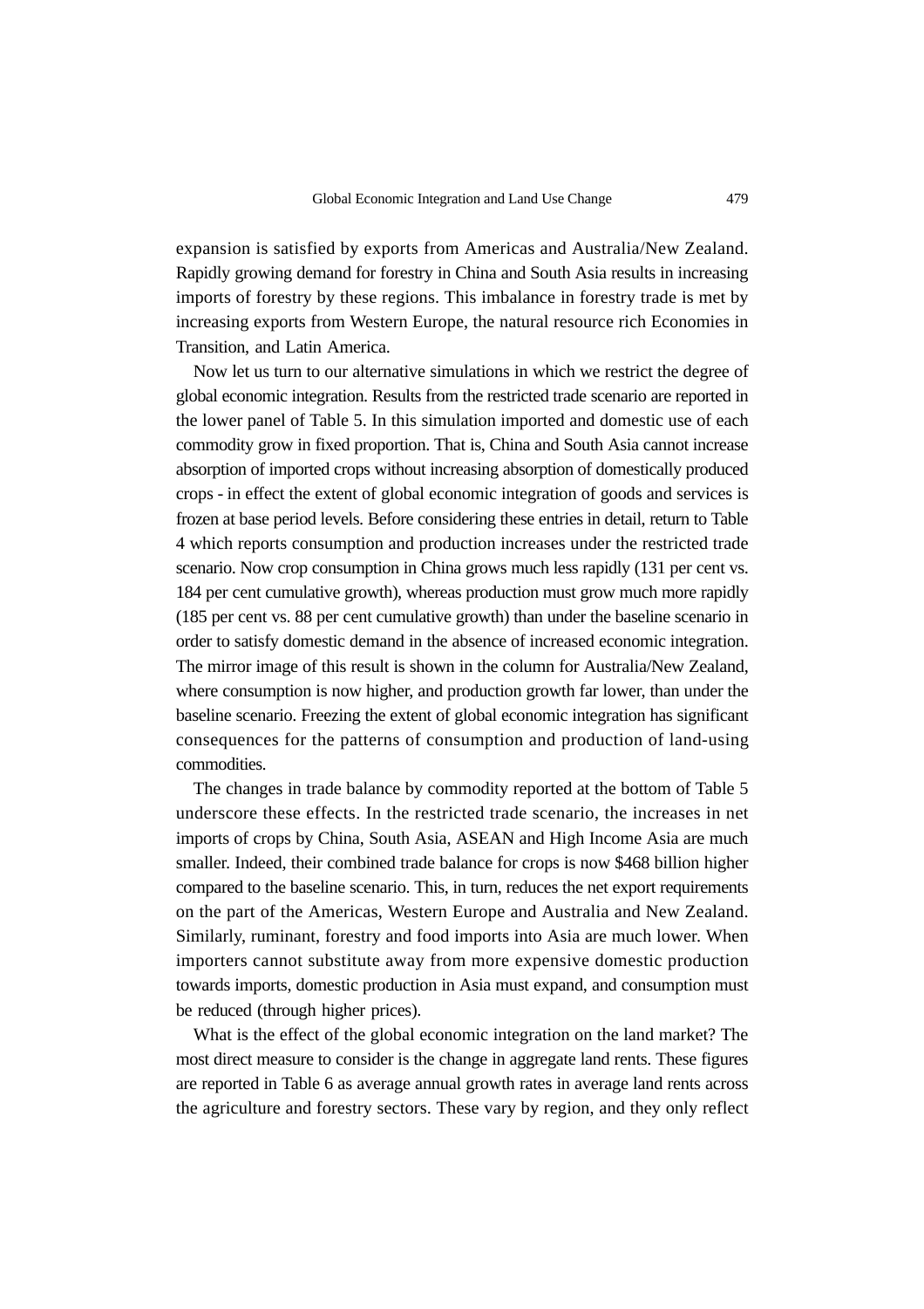expansion is satisfied by exports from Americas and Australia/New Zealand. Rapidly growing demand for forestry in China and South Asia results in increasing imports of forestry by these regions. This imbalance in forestry trade is met by increasing exports from Western Europe, the natural resource rich Economies in Transition, and Latin America.

Now let us turn to our alternative simulations in which we restrict the degree of global economic integration. Results from the restricted trade scenario are reported in the lower panel of Table 5. In this simulation imported and domestic use of each commodity grow in fixed proportion. That is, China and South Asia cannot increase absorption of imported crops without increasing absorption of domestically produced crops - in effect the extent of global economic integration of goods and services is frozen at base period levels. Before considering these entries in detail, return to Table 4 which reports consumption and production increases under the restricted trade scenario. Now crop consumption in China grows much less rapidly (131 per cent vs. 184 per cent cumulative growth), whereas production must grow much more rapidly (185 per cent vs. 88 per cent cumulative growth) than under the baseline scenario in order to satisfy domestic demand in the absence of increased economic integration. The mirror image of this result is shown in the column for Australia/New Zealand, where consumption is now higher, and production growth far lower, than under the baseline scenario. Freezing the extent of global economic integration has significant consequences for the patterns of consumption and production of land-using commodities.

The changes in trade balance by commodity reported at the bottom of Table 5 underscore these effects. In the restricted trade scenario, the increases in net imports of crops by China, South Asia, ASEAN and High Income Asia are much smaller. Indeed, their combined trade balance for crops is now \$468 billion higher compared to the baseline scenario. This, in turn, reduces the net export requirements on the part of the Americas, Western Europe and Australia and New Zealand. Similarly, ruminant, forestry and food imports into Asia are much lower. When importers cannot substitute away from more expensive domestic production towards imports, domestic production in Asia must expand, and consumption must be reduced (through higher prices).

What is the effect of the global economic integration on the land market? The most direct measure to consider is the change in aggregate land rents. These figures are reported in Table 6 as average annual growth rates in average land rents across the agriculture and forestry sectors. These vary by region, and they only reflect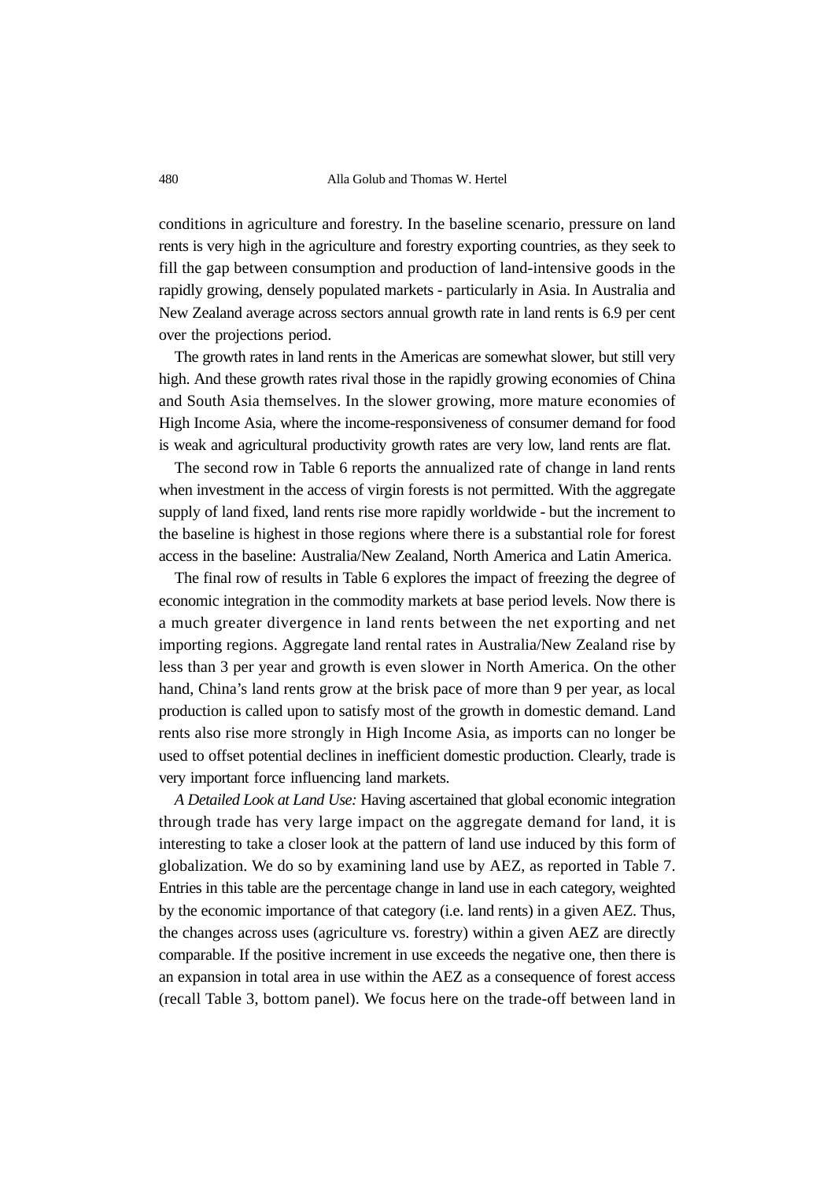conditions in agriculture and forestry. In the baseline scenario, pressure on land rents is very high in the agriculture and forestry exporting countries, as they seek to fill the gap between consumption and production of land-intensive goods in the rapidly growing, densely populated markets - particularly in Asia. In Australia and New Zealand average across sectors annual growth rate in land rents is 6.9 per cent over the projections period.

The growth rates in land rents in the Americas are somewhat slower, but still very high. And these growth rates rival those in the rapidly growing economies of China and South Asia themselves. In the slower growing, more mature economies of High Income Asia, where the income-responsiveness of consumer demand for food is weak and agricultural productivity growth rates are very low, land rents are flat.

The second row in Table 6 reports the annualized rate of change in land rents when investment in the access of virgin forests is not permitted. With the aggregate supply of land fixed, land rents rise more rapidly worldwide - but the increment to the baseline is highest in those regions where there is a substantial role for forest access in the baseline: Australia/New Zealand, North America and Latin America.

The final row of results in Table 6 explores the impact of freezing the degree of economic integration in the commodity markets at base period levels. Now there is a much greater divergence in land rents between the net exporting and net importing regions. Aggregate land rental rates in Australia/New Zealand rise by less than 3 per year and growth is even slower in North America. On the other hand, China's land rents grow at the brisk pace of more than 9 per year, as local production is called upon to satisfy most of the growth in domestic demand. Land rents also rise more strongly in High Income Asia, as imports can no longer be used to offset potential declines in inefficient domestic production. Clearly, trade is very important force influencing land markets.

*A Detailed Look at Land Use:* Having ascertained that global economic integration through trade has very large impact on the aggregate demand for land, it is interesting to take a closer look at the pattern of land use induced by this form of globalization. We do so by examining land use by AEZ, as reported in Table 7. Entries in this table are the percentage change in land use in each category, weighted by the economic importance of that category (i.e. land rents) in a given AEZ. Thus, the changes across uses (agriculture vs. forestry) within a given AEZ are directly comparable. If the positive increment in use exceeds the negative one, then there is an expansion in total area in use within the AEZ as a consequence of forest access (recall Table 3, bottom panel). We focus here on the trade-off between land in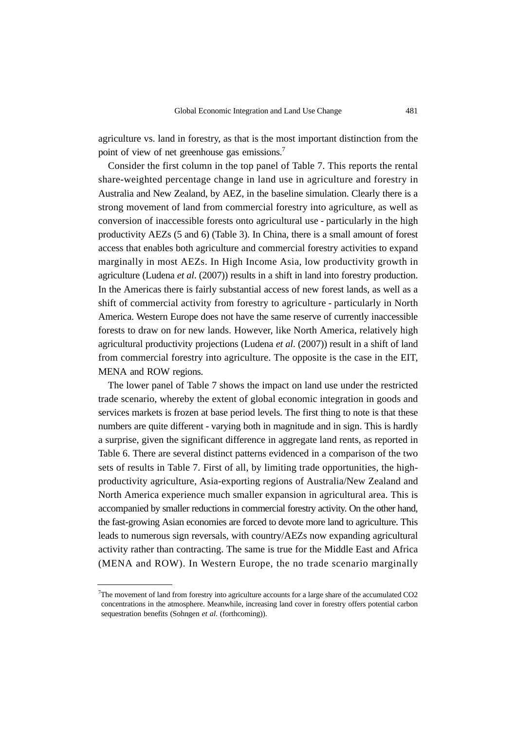agriculture vs. land in forestry, as that is the most important distinction from the point of view of net greenhouse gas emissions.[7]

Consider the first column in the top panel of Table 7. This reports the rental share-weighted percentage change in land use in agriculture and forestry in Australia and New Zealand, by AEZ, in the baseline simulation. Clearly there is a strong movement of land from commercial forestry into agriculture, as well as conversion of inaccessible forests onto agricultural use - particularly in the high productivity AEZs (5 and 6) (Table 3). In China, there is a small amount of forest access that enables both agriculture and commercial forestry activities to expand marginally in most AEZs. In High Income Asia, low productivity growth in agriculture (Ludena *et al*. (2007)) results in a shift in land into forestry production. In the Americas there is fairly substantial access of new forest lands, as well as a shift of commercial activity from forestry to agriculture - particularly in North America. Western Europe does not have the same reserve of currently inaccessible forests to draw on for new lands. However, like North America, relatively high agricultural productivity projections (Ludena *et al*. (2007)) result in a shift of land from commercial forestry into agriculture. The opposite is the case in the EIT, MENA and ROW regions.

The lower panel of Table 7 shows the impact on land use under the restricted trade scenario, whereby the extent of global economic integration in goods and services markets is frozen at base period levels. The first thing to note is that these numbers are quite different - varying both in magnitude and in sign. This is hardly a surprise, given the significant difference in aggregate land rents, as reported in Table 6. There are several distinct patterns evidenced in a comparison of the two sets of results in Table 7. First of all, by limiting trade opportunities, the high-productivity agriculture, Asia-exporting regions of Australia/New Zealand and North America experience much smaller expansion in agricultural area. This is accompanied by smaller reductions in commercial forestry activity. On the other hand, the fast-growing Asian economies are forced to devote more land to agriculture. This leads to numerous sign reversals, with country/AEZs now expanding agricultural activity rather than contracting. The same is true for the Middle East and Africa (MENA and ROW). In Western Europe, the no trade scenario marginally

[7] The movement of land from forestry into agriculture accounts for a large share of the accumulated $CO_2$ concentrations in the atmosphere. Meanwhile, increasing land cover in forestry offers potential carbon sequestration benefits (Sohngen *et al*. (forthcoming)).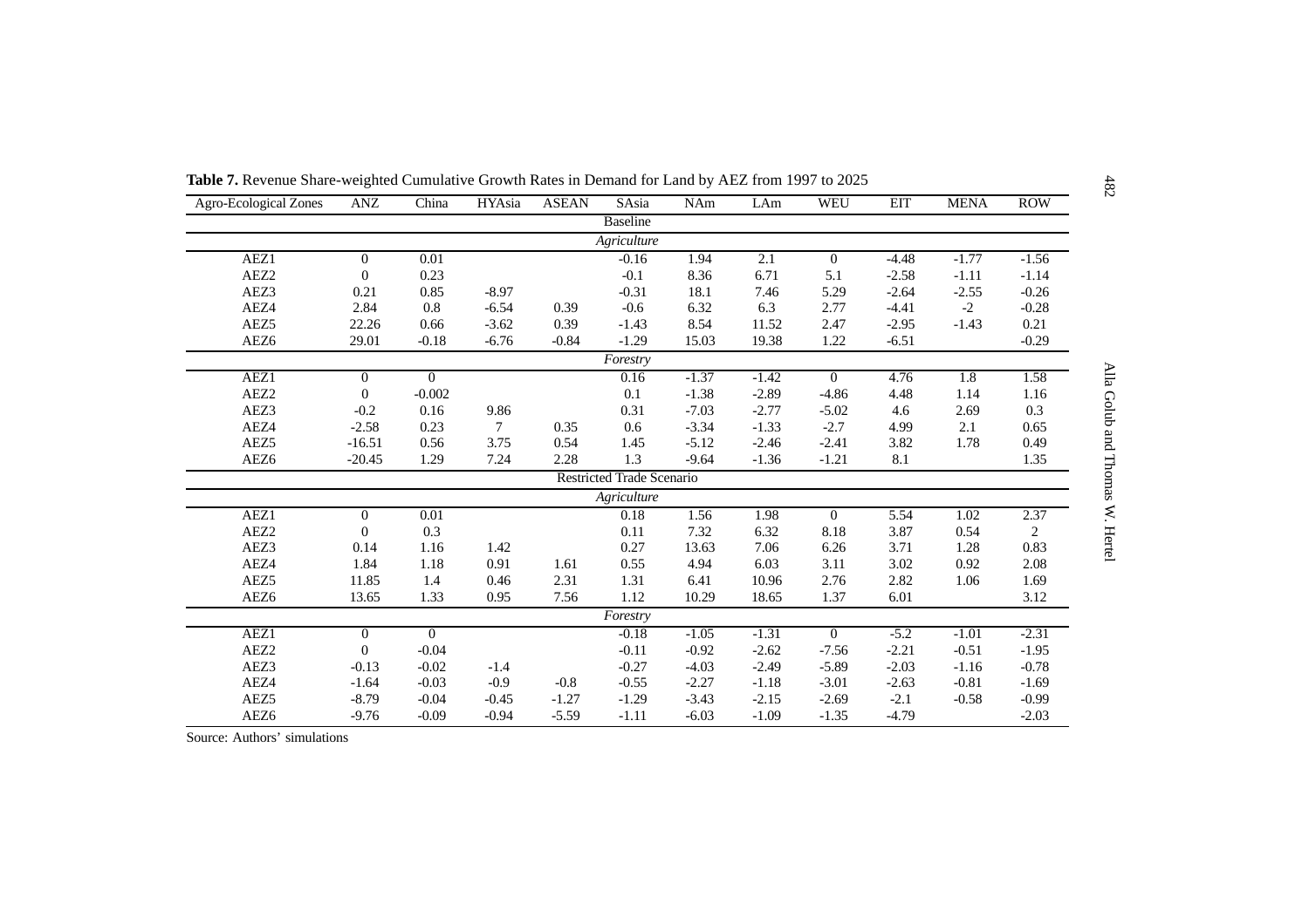**Table 7.** Revenue Share-weighted Cumulative Growth Rates in Demand for Land by AEZ from 1997 to 2025

| Agro-Ecological Zones | ANZ | China | HYAsia | ASEAN | SAsia | NAm | LAm | WEU | EIT | MENA | ROW |
|---|---|---|---|---|---|---|---|---|---|---|---|
| | | | | | Baseline | | | | | | |
| | | | | | *Agriculture* | | | | | | |
| AEZ1 | 0 | 0.01 | | | -0.16 | 1.94 | 2.1 | 0 | -4.48 | -1.77 | -1.56 |
| AEZ2 | 0 | 0.23 | | | -0.1 | 8.36 | 6.71 | 5.1 | -2.58 | -1.11 | -1.14 |
| AEZ3 | 0.21 | 0.85 | -8.97 | | -0.31 | 18.1 | 7.46 | 5.29 | -2.64 | -2.55 | -0.26 |
| AEZ4 | 2.84 | 0.8 | -6.54 | 0.39 | -0.6 | 6.32 | 6.3 | 2.77 | -4.41 | -2 | -0.28 |
| AEZ5 | 22.26 | 0.66 | -3.62 | 0.39 | -1.43 | 8.54 | 11.52 | 2.47 | -2.95 | -1.43 | 0.21 |
| AEZ6 | 29.01 | -0.18 | -6.76 | -0.84 | -1.29 | 15.03 | 19.38 | 1.22 | -6.51 | | -0.29 |
| | | | | | *Forestry* | | | | | | |
| AEZ1 | 0 | 0 | | | 0.16 | -1.37 | -1.42 | 0 | 4.76 | 1.8 | 1.58 |
| AEZ2 | 0 | -0.002 | | | 0.1 | -1.38 | -2.89 | -4.86 | 4.48 | 1.14 | 1.16 |
| AEZ3 | -0.2 | 0.16 | 9.86 | | 0.31 | -7.03 | -2.77 | -5.02 | 4.6 | 2.69 | 0.3 |
| AEZ4 | -2.58 | 0.23 | 7 | 0.35 | 0.6 | -3.34 | -1.33 | -2.7 | 4.99 | 2.1 | 0.65 |
| AEZ5 | -16.51 | 0.56 | 3.75 | 0.54 | 1.45 | -5.12 | -2.46 | -2.41 | 3.82 | 1.78 | 0.49 |
| AEZ6 | -20.45 | 1.29 | 7.24 | 2.28 | 1.3 | -9.64 | -1.36 | -1.21 | 8.1 | | 1.35 |
| | | | | | Restricted Trade Scenario | | | | | | |
| | | | | | *Agriculture* | | | | | | |
| AEZ1 | 0 | 0.01 | | | 0.18 | 1.56 | 1.98 | 0 | 5.54 | 1.02 | 2.37 |
| AEZ2 | 0 | 0.3 | | | 0.11 | 7.32 | 6.32 | 8.18 | 3.87 | 0.54 | 2 |
| AEZ3 | 0.14 | 1.16 | 1.42 | | 0.27 | 13.63 | 7.06 | 6.26 | 3.71 | 1.28 | 0.83 |
| AEZ4 | 1.84 | 1.18 | 0.91 | 1.61 | 0.55 | 4.94 | 6.03 | 3.11 | 3.02 | 0.92 | 2.08 |
| AEZ5 | 11.85 | 1.4 | 0.46 | 2.31 | 1.31 | 6.41 | 10.96 | 2.76 | 2.82 | 1.06 | 1.69 |
| AEZ6 | 13.65 | 1.33 | 0.95 | 7.56 | 1.12 | 10.29 | 18.65 | 1.37 | 6.01 | | 3.12 |
| | | | | | *Forestry* | | | | | | |
| AEZ1 | 0 | 0 | | | -0.18 | -1.05 | -1.31 | 0 | -5.2 | -1.01 | -2.31 |
| AEZ2 | 0 | -0.04 | | | -0.11 | -0.92 | -2.62 | -7.56 | -2.21 | -0.51 | -1.95 |
| AEZ3 | -0.13 | -0.02 | -1.4 | | -0.27 | -4.03 | -2.49 | -5.89 | -2.03 | -1.16 | -0.78 |
| AEZ4 | -1.64 | -0.03 | -0.9 | -0.8 | -0.55 | -2.27 | -1.18 | -3.01 | -2.63 | -0.81 | -1.69 |
| AEZ5 | -8.79 | -0.04 | -0.45 | -1.27 | -1.29 | -3.43 | -2.15 | -2.69 | -2.1 | -0.58 | -0.99 |
| AEZ6 | -9.76 | -0.09 | -0.94 | -5.59 | -1.11 | -6.03 | -1.09 | -1.35 | -4.79 | | -2.03 |

Source: Authors' simulations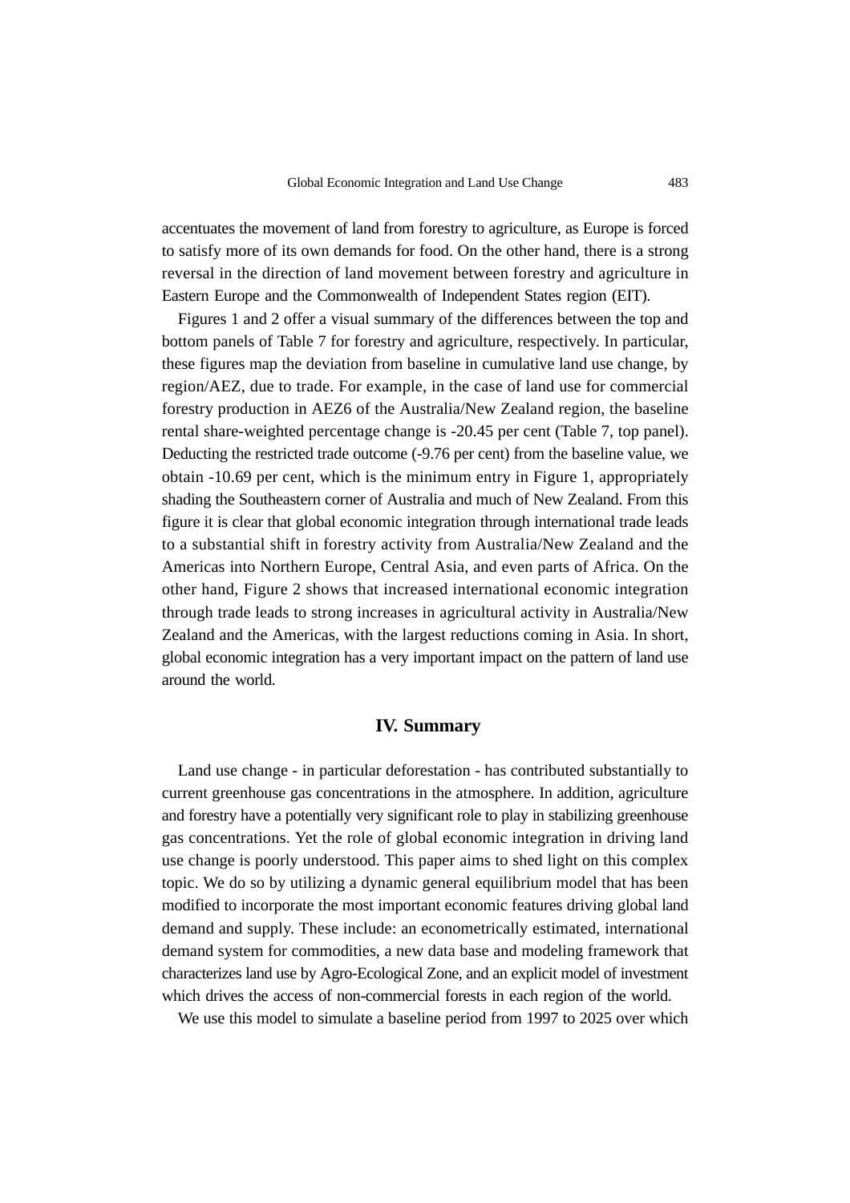accentuates the movement of land from forestry to agriculture, as Europe is forced to satisfy more of its own demands for food. On the other hand, there is a strong reversal in the direction of land movement between forestry and agriculture in Eastern Europe and the Commonwealth of Independent States region (EIT).

Figures 1 and 2 offer a visual summary of the differences between the top and bottom panels of Table 7 for forestry and agriculture, respectively. In particular, these figures map the deviation from baseline in cumulative land use change, by region/AEZ, due to trade. For example, in the case of land use for commercial forestry production in AEZ6 of the Australia/New Zealand region, the baseline rental share-weighted percentage change is -20.45 per cent (Table 7, top panel). Deducting the restricted trade outcome (-9.76 per cent) from the baseline value, we obtain -10.69 per cent, which is the minimum entry in Figure 1, appropriately shading the Southeastern corner of Australia and much of New Zealand. From this figure it is clear that global economic integration through international trade leads to a substantial shift in forestry activity from Australia/New Zealand and the Americas into Northern Europe, Central Asia, and even parts of Africa. On the other hand, Figure 2 shows that increased international economic integration through trade leads to strong increases in agricultural activity in Australia/New Zealand and the Americas, with the largest reductions coming in Asia. In short, global economic integration has a very important impact on the pattern of land use around the world.

## IV. Summary

Land use change - in particular deforestation - has contributed substantially to current greenhouse gas concentrations in the atmosphere. In addition, agriculture and forestry have a potentially very significant role to play in stabilizing greenhouse gas concentrations. Yet the role of global economic integration in driving land use change is poorly understood. This paper aims to shed light on this complex topic. We do so by utilizing a dynamic general equilibrium model that has been modified to incorporate the most important economic features driving global land demand and supply. These include: an econometrically estimated, international demand system for commodities, a new data base and modeling framework that characterizes land use by Agro-Ecological Zone, and an explicit model of investment which drives the access of non-commercial forests in each region of the world.

We use this model to simulate a baseline period from 1997 to 2025 over which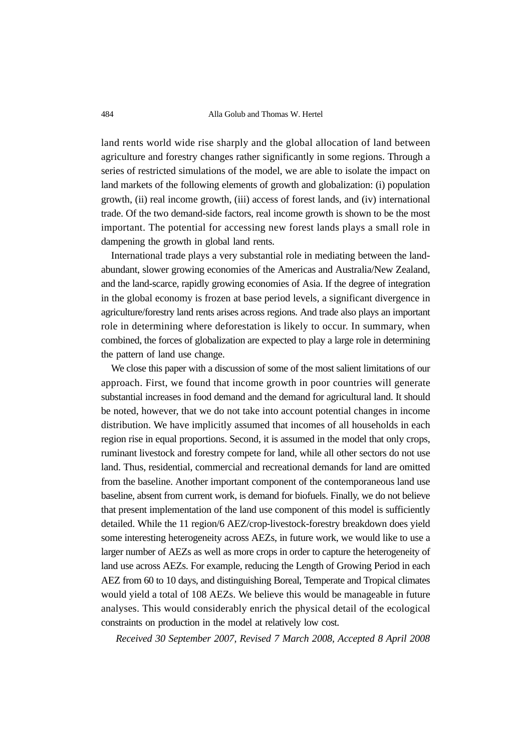land rents world wide rise sharply and the global allocation of land between agriculture and forestry changes rather significantly in some regions. Through a series of restricted simulations of the model, we are able to isolate the impact on land markets of the following elements of growth and globalization: (i) population growth, (ii) real income growth, (iii) access of forest lands, and (iv) international trade. Of the two demand-side factors, real income growth is shown to be the most important. The potential for accessing new forest lands plays a small role in dampening the growth in global land rents.

International trade plays a very substantial role in mediating between the land-abundant, slower growing economies of the Americas and Australia/New Zealand, and the land-scarce, rapidly growing economies of Asia. If the degree of integration in the global economy is frozen at base period levels, a significant divergence in agriculture/forestry land rents arises across regions. And trade also plays an important role in determining where deforestation is likely to occur. In summary, when combined, the forces of globalization are expected to play a large role in determining the pattern of land use change.

We close this paper with a discussion of some of the most salient limitations of our approach. First, we found that income growth in poor countries will generate substantial increases in food demand and the demand for agricultural land. It should be noted, however, that we do not take into account potential changes in income distribution. We have implicitly assumed that incomes of all households in each region rise in equal proportions. Second, it is assumed in the model that only crops, ruminant livestock and forestry compete for land, while all other sectors do not use land. Thus, residential, commercial and recreational demands for land are omitted from the baseline. Another important component of the contemporaneous land use baseline, absent from current work, is demand for biofuels. Finally, we do not believe that present implementation of the land use component of this model is sufficiently detailed. While the 11 region/6 AEZ/crop-livestock-forestry breakdown does yield some interesting heterogeneity across AEZs, in future work, we would like to use a larger number of AEZs as well as more crops in order to capture the heterogeneity of land use across AEZs. For example, reducing the Length of Growing Period in each AEZ from 60 to 10 days, and distinguishing Boreal, Temperate and Tropical climates would yield a total of 108 AEZs. We believe this would be manageable in future analyses. This would considerably enrich the physical detail of the ecological constraints on production in the model at relatively low cost.

*Received 30 September 2007, Revised 7 March 2008, Accepted 8 April 2008*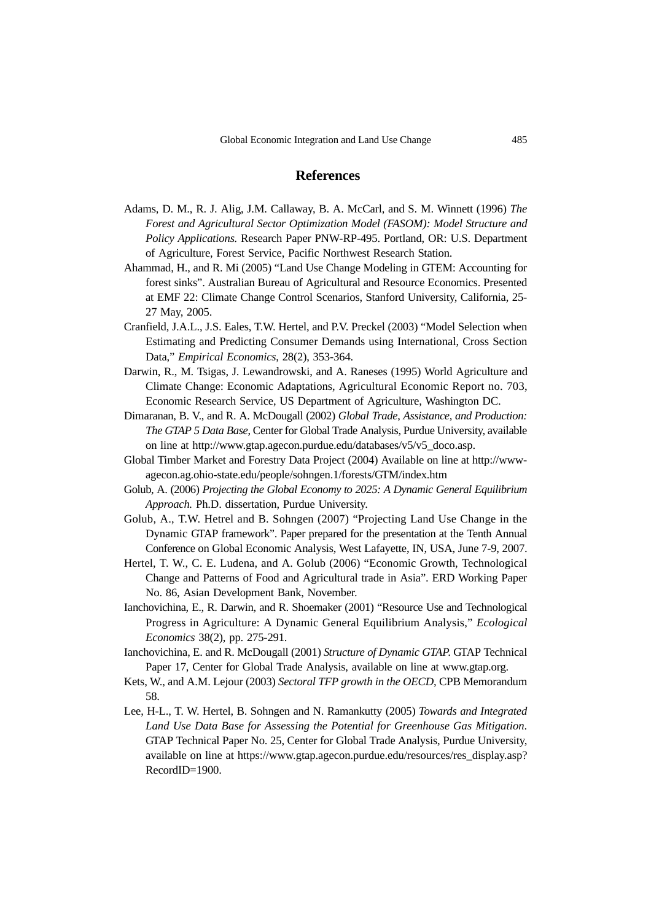## References

Adams, D. M., R. J. Alig, J.M. Callaway, B. A. McCarl, and S. M. Winnett (1996) *The Forest and Agricultural Sector Optimization Model (FASOM): Model Structure and Policy Applications.* Research Paper PNW-RP-495. Portland, OR: U.S. Department of Agriculture, Forest Service, Pacific Northwest Research Station.

Ahammad, H., and R. Mi (2005) "Land Use Change Modeling in GTEM: Accounting for forest sinks". Australian Bureau of Agricultural and Resource Economics. Presented at EMF 22: Climate Change Control Scenarios, Stanford University, California, 25-27 May, 2005.

Cranfield, J.A.L., J.S. Eales, T.W. Hertel, and P.V. Preckel (2003) "Model Selection when Estimating and Predicting Consumer Demands using International, Cross Section Data," *Empirical Economics*, 28(2), 353-364.

Darwin, R., M. Tsigas, J. Lewandrowski, and A. Raneses (1995) World Agriculture and Climate Change: Economic Adaptations, Agricultural Economic Report no. 703, Economic Research Service, US Department of Agriculture, Washington DC.

Dimaranan, B. V., and R. A. McDougall (2002) *Global Trade, Assistance, and Production: The GTAP 5 Data Base,* Center for Global Trade Analysis, Purdue University, available on line at http://www.gtap.agecon.purdue.edu/databases/v5/v5_doco.asp.

Global Timber Market and Forestry Data Project (2004) Available on line at http://www-agecon.ag.ohio-state.edu/people/sohngen.1/forests/GTM/index.htm

Golub, A. (2006) *Projecting the Global Economy to 2025: A Dynamic General Equilibrium Approach.* Ph.D. dissertation, Purdue University.

Golub, A., T.W. Hetrel and B. Sohngen (2007) "Projecting Land Use Change in the Dynamic GTAP framework". Paper prepared for the presentation at the Tenth Annual Conference on Global Economic Analysis, West Lafayette, IN, USA, June 7-9, 2007.

Hertel, T. W., C. E. Ludena, and A. Golub (2006) "Economic Growth, Technological Change and Patterns of Food and Agricultural trade in Asia". ERD Working Paper No. 86, Asian Development Bank, November.

Ianchovichina, E., R. Darwin, and R. Shoemaker (2001) "Resource Use and Technological Progress in Agriculture: A Dynamic General Equilibrium Analysis," *Ecological Economics* 38(2), pp. 275-291.

Ianchovichina, E. and R. McDougall (2001) *Structure of Dynamic GTAP.* GTAP Technical Paper 17, Center for Global Trade Analysis, available on line at www.gtap.org.

Kets, W., and A.M. Lejour (2003) *Sectoral TFP growth in the OECD*, CPB Memorandum 58.

Lee, H-L., T. W. Hertel, B. Sohngen and N. Ramankutty (2005) *Towards and Integrated Land Use Data Base for Assessing the Potential for Greenhouse Gas Mitigation*. GTAP Technical Paper No. 25, Center for Global Trade Analysis, Purdue University, available on line at https://www.gtap.agecon.purdue.edu/resources/res_display.asp?RecordID=1900.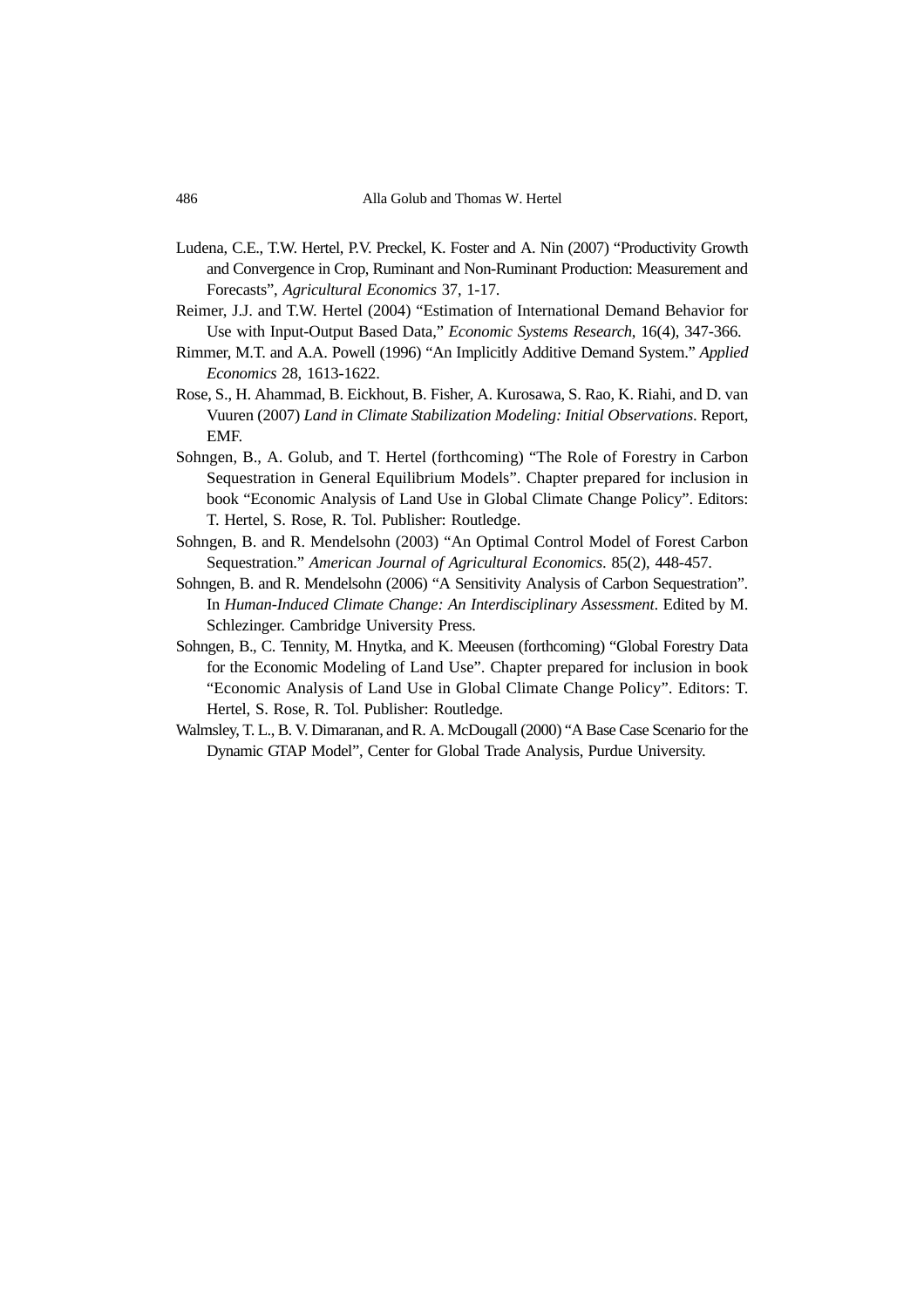Ludena, C.E., T.W. Hertel, P.V. Preckel, K. Foster and A. Nin (2007) "Productivity Growth and Convergence in Crop, Ruminant and Non-Ruminant Production: Measurement and Forecasts", *Agricultural Economics* 37, 1-17.

Reimer, J.J. and T.W. Hertel (2004) "Estimation of International Demand Behavior for Use with Input-Output Based Data," *Economic Systems Research*, 16(4), 347-366.

Rimmer, M.T. and A.A. Powell (1996) "An Implicitly Additive Demand System." *Applied Economics* 28, 1613-1622.

Rose, S., H. Ahammad, B. Eickhout, B. Fisher, A. Kurosawa, S. Rao, K. Riahi, and D. van Vuuren (2007) *Land in Climate Stabilization Modeling: Initial Observations*. Report, EMF.

Sohngen, B., A. Golub, and T. Hertel (forthcoming) "The Role of Forestry in Carbon Sequestration in General Equilibrium Models". Chapter prepared for inclusion in book "Economic Analysis of Land Use in Global Climate Change Policy". Editors: T. Hertel, S. Rose, R. Tol. Publisher: Routledge.

Sohngen, B. and R. Mendelsohn (2003) "An Optimal Control Model of Forest Carbon Sequestration." *American Journal of Agricultural Economics*. 85(2), 448-457.

Sohngen, B. and R. Mendelsohn (2006) "A Sensitivity Analysis of Carbon Sequestration". In *Human-Induced Climate Change: An Interdisciplinary Assessment*. Edited by M. Schlezinger. Cambridge University Press.

Sohngen, B., C. Tennity, M. Hnytka, and K. Meeusen (forthcoming) "Global Forestry Data for the Economic Modeling of Land Use". Chapter prepared for inclusion in book "Economic Analysis of Land Use in Global Climate Change Policy". Editors: T. Hertel, S. Rose, R. Tol. Publisher: Routledge.

Walmsley, T. L., B. V. Dimaranan, and R. A. McDougall (2000) "A Base Case Scenario for the Dynamic GTAP Model", Center for Global Trade Analysis, Purdue University.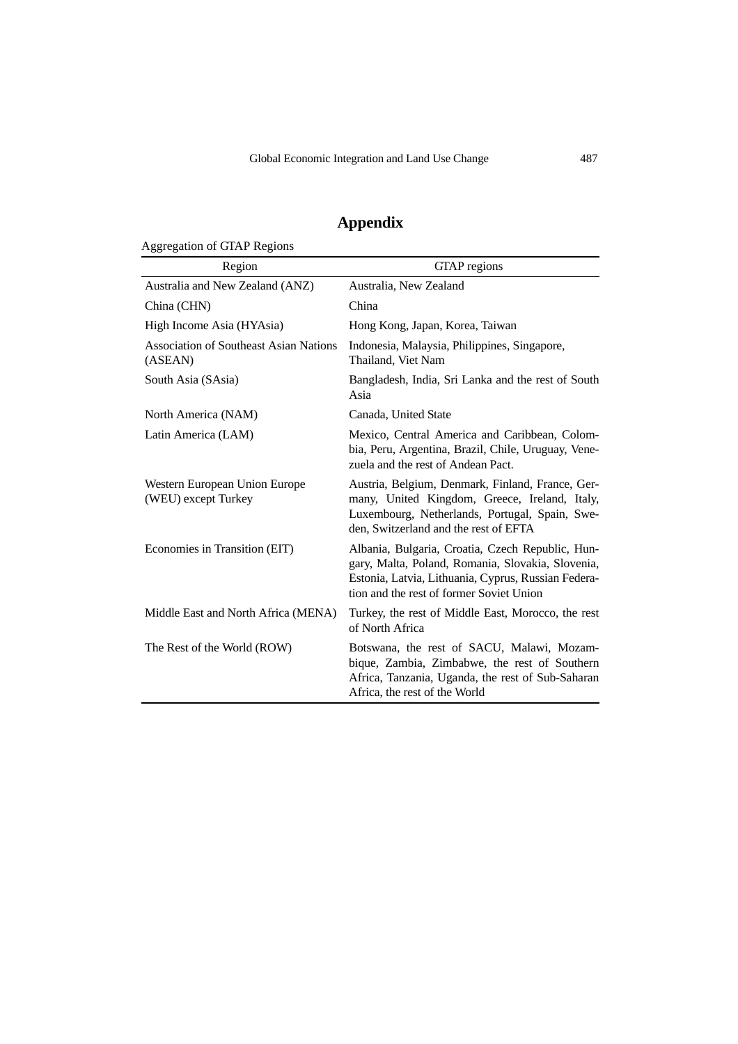# Appendix

Aggregation of GTAP Regions

| Region | GTAP regions |
|---|---|
| Australia and New Zealand (ANZ) | Australia, New Zealand |
| China (CHN) | China |
| High Income Asia (HYAsia) | Hong Kong, Japan, Korea, Taiwan |
| Association of Southeast Asian Nations (ASEAN) | Indonesia, Malaysia, Philippines, Singapore, Thailand, Viet Nam |
| South Asia (SAsia) | Bangladesh, India, Sri Lanka and the rest of South Asia |
| North America (NAM) | Canada, United State |
| Latin America (LAM) | Mexico, Central America and Caribbean, Colombia, Peru, Argentina, Brazil, Chile, Uruguay, Venezuela and the rest of Andean Pact. |
| Western European Union Europe (WEU) except Turkey | Austria, Belgium, Denmark, Finland, France, Germany, United Kingdom, Greece, Ireland, Italy, Luxembourg, Netherlands, Portugal, Spain, Sweden, Switzerland and the rest of EFTA |
| Economies in Transition (EIT) | Albania, Bulgaria, Croatia, Czech Republic, Hungary, Malta, Poland, Romania, Slovakia, Slovenia, Estonia, Latvia, Lithuania, Cyprus, Russian Federation and the rest of former Soviet Union |
| Middle East and North Africa (MENA) | Turkey, the rest of Middle East, Morocco, the rest of North Africa |
| The Rest of the World (ROW) | Botswana, the rest of SACU, Malawi, Mozambique, Zambia, Zimbabwe, the rest of Southern Africa, Tanzania, Uganda, the rest of Sub-Saharan Africa, the rest of the World |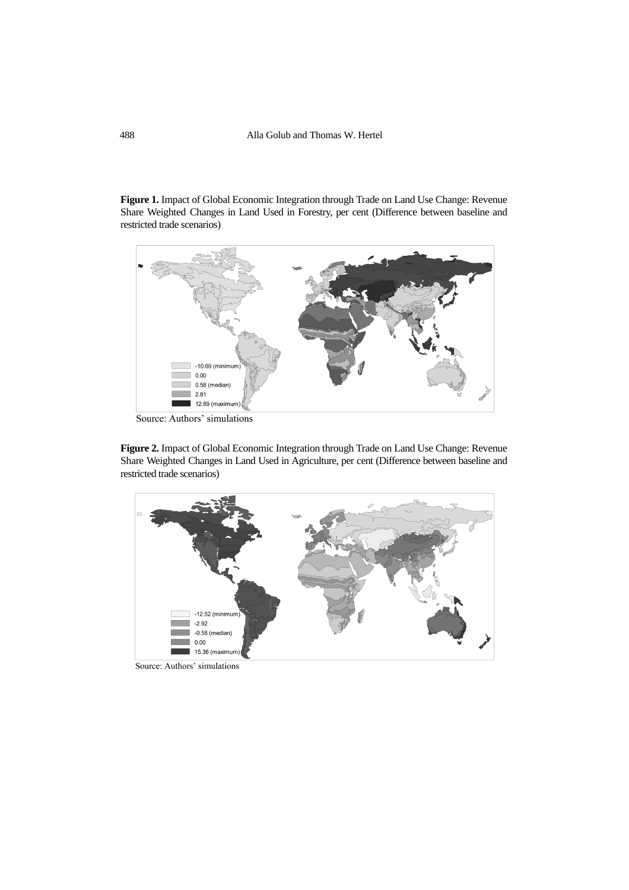**Figure 1.** Impact of Global Economic Integration through Trade on Land Use Change: Revenue Share Weighted Changes in Land Used in Forestry, per cent (Difference between baseline and restricted trade scenarios)

-10.69 (minimum)
0.00
0.58 (median)
2.81
12.89 (maximum)

Source: Authors' simulations

**Figure 2.** Impact of Global Economic Integration through Trade on Land Use Change: Revenue Share Weighted Changes in Land Used in Agriculture, per cent (Difference between baseline and restricted trade scenarios)

-12.52 (minimum)
-2.92
-0.58 (median)
0.00
15.36 (maximum)

Source: Authors' simulations